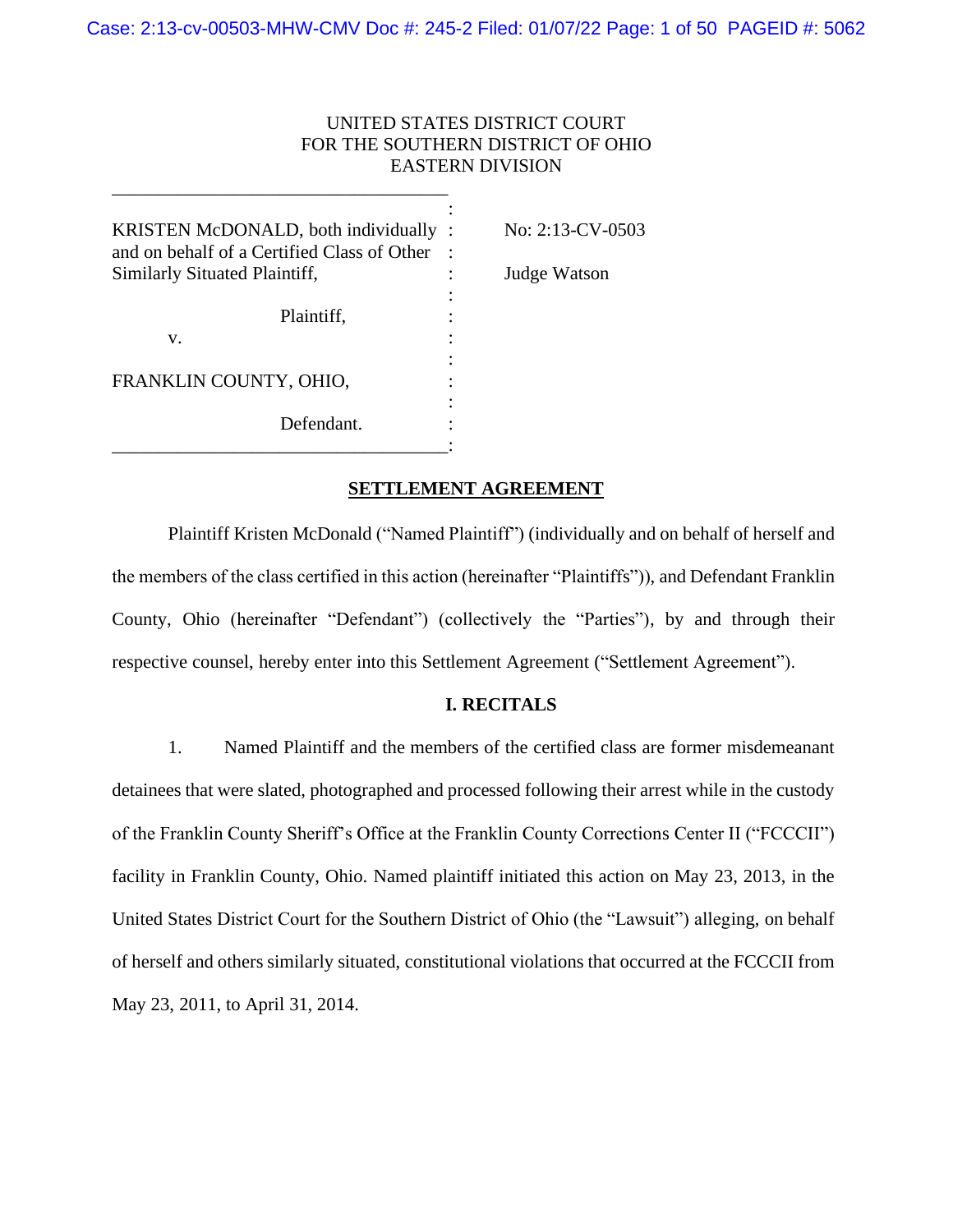UNITED STATES DISTRICT COURT
FOR THE SOUTHERN DISTRICT OF OHIO
EASTERN DIVISION

| | | |
|---|---|---|
| KRISTEN McDONALD, both individually and on behalf of a Certified Class of Other Similarly Situated Plaintiff, | : | No: 2:13-CV-0503 |
| Plaintiff, | : | Judge Watson |
| v. | : | |
| FRANKLIN COUNTY, OHIO, | : | |
| Defendant. | : | |

## SETTLEMENT AGREEMENT

Plaintiff Kristen McDonald ("Named Plaintiff") (individually and on behalf of herself and the members of the class certified in this action (hereinafter "Plaintiffs")), and Defendant Franklin County, Ohio (hereinafter "Defendant") (collectively the "Parties"), by and through their respective counsel, hereby enter into this Settlement Agreement ("Settlement Agreement").

### I. RECITALS

1. Named Plaintiff and the members of the certified class are former misdemeanant detainees that were slated, photographed and processed following their arrest while in the custody of the Franklin County Sheriff's Office at the Franklin County Corrections Center II ("FCCCII") facility in Franklin County, Ohio. Named plaintiff initiated this action on May 23, 2013, in the United States District Court for the Southern District of Ohio (the "Lawsuit") alleging, on behalf of herself and others similarly situated, constitutional violations that occurred at the FCCCII from May 23, 2011, to April 31, 2014.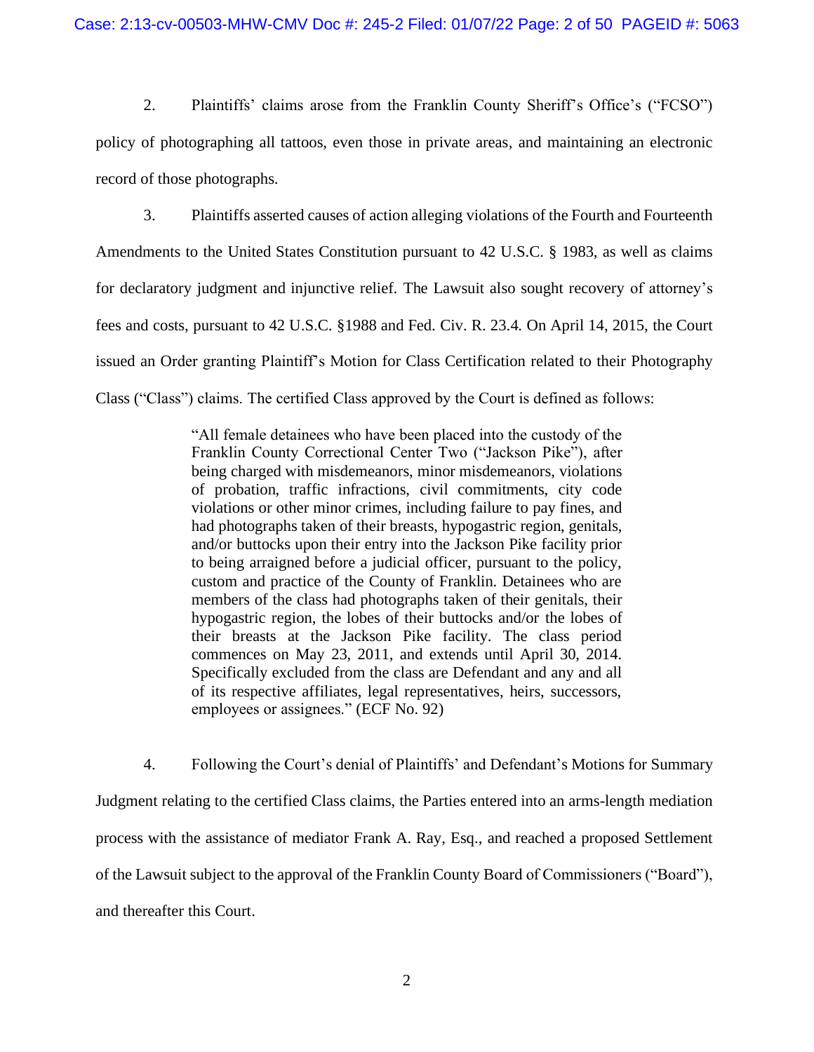2. Plaintiffs' claims arose from the Franklin County Sheriff's Office's ("FCSO") policy of photographing all tattoos, even those in private areas, and maintaining an electronic record of those photographs.

3. Plaintiffs asserted causes of action alleging violations of the Fourth and Fourteenth Amendments to the United States Constitution pursuant to 42 U.S.C. § 1983, as well as claims for declaratory judgment and injunctive relief. The Lawsuit also sought recovery of attorney's fees and costs, pursuant to 42 U.S.C. §1988 and Fed. Civ. R. 23.4. On April 14, 2015, the Court issued an Order granting Plaintiff's Motion for Class Certification related to their Photography Class ("Class") claims. The certified Class approved by the Court is defined as follows:

> "All female detainees who have been placed into the custody of the Franklin County Correctional Center Two ("Jackson Pike"), after being charged with misdemeanors, minor misdemeanors, violations of probation, traffic infractions, civil commitments, city code violations or other minor crimes, including failure to pay fines, and had photographs taken of their breasts, hypogastric region, genitals, and/or buttocks upon their entry into the Jackson Pike facility prior to being arraigned before a judicial officer, pursuant to the policy, custom and practice of the County of Franklin. Detainees who are members of the class had photographs taken of their genitals, their hypogastric region, the lobes of their buttocks and/or the lobes of their breasts at the Jackson Pike facility. The class period commences on May 23, 2011, and extends until April 30, 2014. Specifically excluded from the class are Defendant and any and all of its respective affiliates, legal representatives, heirs, successors, employees or assignees." (ECF No. 92)

4. Following the Court's denial of Plaintiffs' and Defendant's Motions for Summary Judgment relating to the certified Class claims, the Parties entered into an arms-length mediation process with the assistance of mediator Frank A. Ray, Esq., and reached a proposed Settlement of the Lawsuit subject to the approval of the Franklin County Board of Commissioners ("Board"), and thereafter this Court.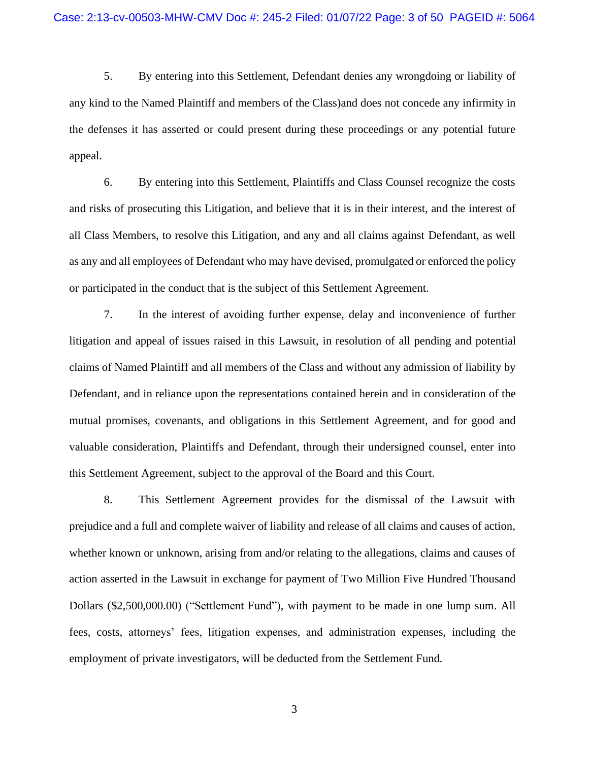5. By entering into this Settlement, Defendant denies any wrongdoing or liability of any kind to the Named Plaintiff and members of the Class)and does not concede any infirmity in the defenses it has asserted or could present during these proceedings or any potential future appeal.

6. By entering into this Settlement, Plaintiffs and Class Counsel recognize the costs and risks of prosecuting this Litigation, and believe that it is in their interest, and the interest of all Class Members, to resolve this Litigation, and any and all claims against Defendant, as well as any and all employees of Defendant who may have devised, promulgated or enforced the policy or participated in the conduct that is the subject of this Settlement Agreement.

7. In the interest of avoiding further expense, delay and inconvenience of further litigation and appeal of issues raised in this Lawsuit, in resolution of all pending and potential claims of Named Plaintiff and all members of the Class and without any admission of liability by Defendant, and in reliance upon the representations contained herein and in consideration of the mutual promises, covenants, and obligations in this Settlement Agreement, and for good and valuable consideration, Plaintiffs and Defendant, through their undersigned counsel, enter into this Settlement Agreement, subject to the approval of the Board and this Court.

8. This Settlement Agreement provides for the dismissal of the Lawsuit with prejudice and a full and complete waiver of liability and release of all claims and causes of action, whether known or unknown, arising from and/or relating to the allegations, claims and causes of action asserted in the Lawsuit in exchange for payment of Two Million Five Hundred Thousand Dollars ($2,500,000.00) ("Settlement Fund"), with payment to be made in one lump sum. All fees, costs, attorneys' fees, litigation expenses, and administration expenses, including the employment of private investigators, will be deducted from the Settlement Fund.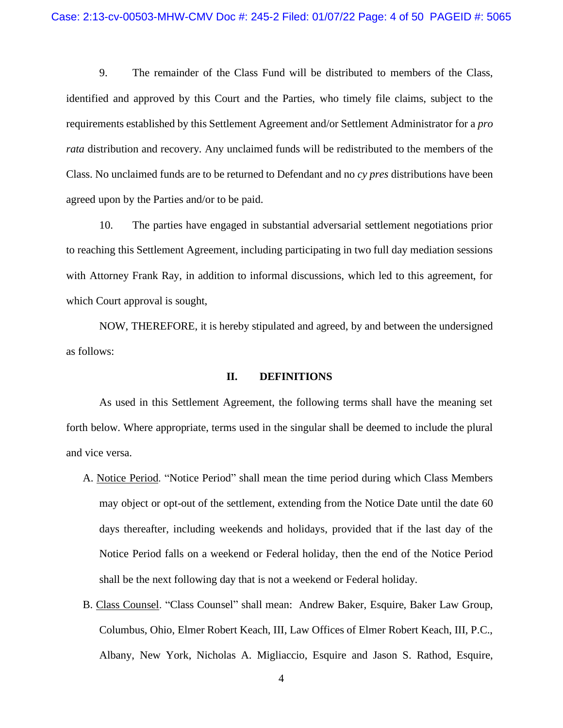9. The remainder of the Class Fund will be distributed to members of the Class, identified and approved by this Court and the Parties, who timely file claims, subject to the requirements established by this Settlement Agreement and/or Settlement Administrator for a *pro rata* distribution and recovery. Any unclaimed funds will be redistributed to the members of the Class. No unclaimed funds are to be returned to Defendant and no *cy pres* distributions have been agreed upon by the Parties and/or to be paid.

10. The parties have engaged in substantial adversarial settlement negotiations prior to reaching this Settlement Agreement, including participating in two full day mediation sessions with Attorney Frank Ray, in addition to informal discussions, which led to this agreement, for which Court approval is sought,

NOW, THEREFORE, it is hereby stipulated and agreed, by and between the undersigned as follows:

## II. DEFINITIONS

As used in this Settlement Agreement, the following terms shall have the meaning set forth below. Where appropriate, terms used in the singular shall be deemed to include the plural and vice versa.

A. Notice Period. "Notice Period" shall mean the time period during which Class Members may object or opt-out of the settlement, extending from the Notice Date until the date 60 days thereafter, including weekends and holidays, provided that if the last day of the Notice Period falls on a weekend or Federal holiday, then the end of the Notice Period shall be the next following day that is not a weekend or Federal holiday.

B. Class Counsel. "Class Counsel" shall mean: Andrew Baker, Esquire, Baker Law Group, Columbus, Ohio, Elmer Robert Keach, III, Law Offices of Elmer Robert Keach, III, P.C., Albany, New York, Nicholas A. Migliaccio, Esquire and Jason S. Rathod, Esquire,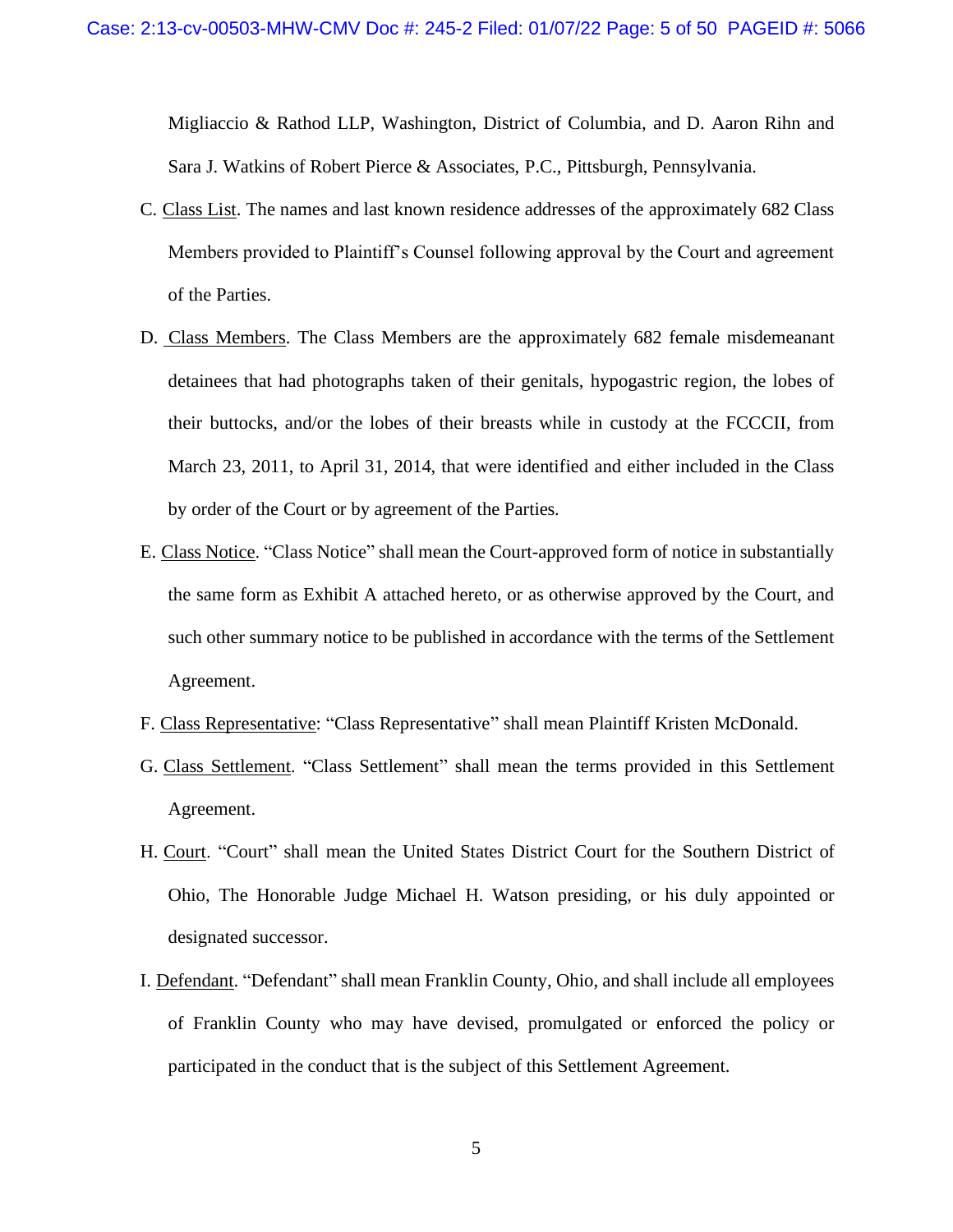Migliaccio & Rathod LLP, Washington, District of Columbia, and D. Aaron Rihn and Sara J. Watkins of Robert Pierce & Associates, P.C., Pittsburgh, Pennsylvania.

C. Class List. The names and last known residence addresses of the approximately 682 Class Members provided to Plaintiff's Counsel following approval by the Court and agreement of the Parties.

D. Class Members. The Class Members are the approximately 682 female misdemeanant detainees that had photographs taken of their genitals, hypogastric region, the lobes of their buttocks, and/or the lobes of their breasts while in custody at the FCCCII, from March 23, 2011, to April 31, 2014, that were identified and either included in the Class by order of the Court or by agreement of the Parties.

E. Class Notice. "Class Notice" shall mean the Court-approved form of notice in substantially the same form as Exhibit A attached hereto, or as otherwise approved by the Court, and such other summary notice to be published in accordance with the terms of the Settlement Agreement.

F. Class Representative: "Class Representative" shall mean Plaintiff Kristen McDonald.

G. Class Settlement. "Class Settlement" shall mean the terms provided in this Settlement Agreement.

H. Court. "Court" shall mean the United States District Court for the Southern District of Ohio, The Honorable Judge Michael H. Watson presiding, or his duly appointed or designated successor.

I. Defendant. "Defendant" shall mean Franklin County, Ohio, and shall include all employees of Franklin County who may have devised, promulgated or enforced the policy or participated in the conduct that is the subject of this Settlement Agreement.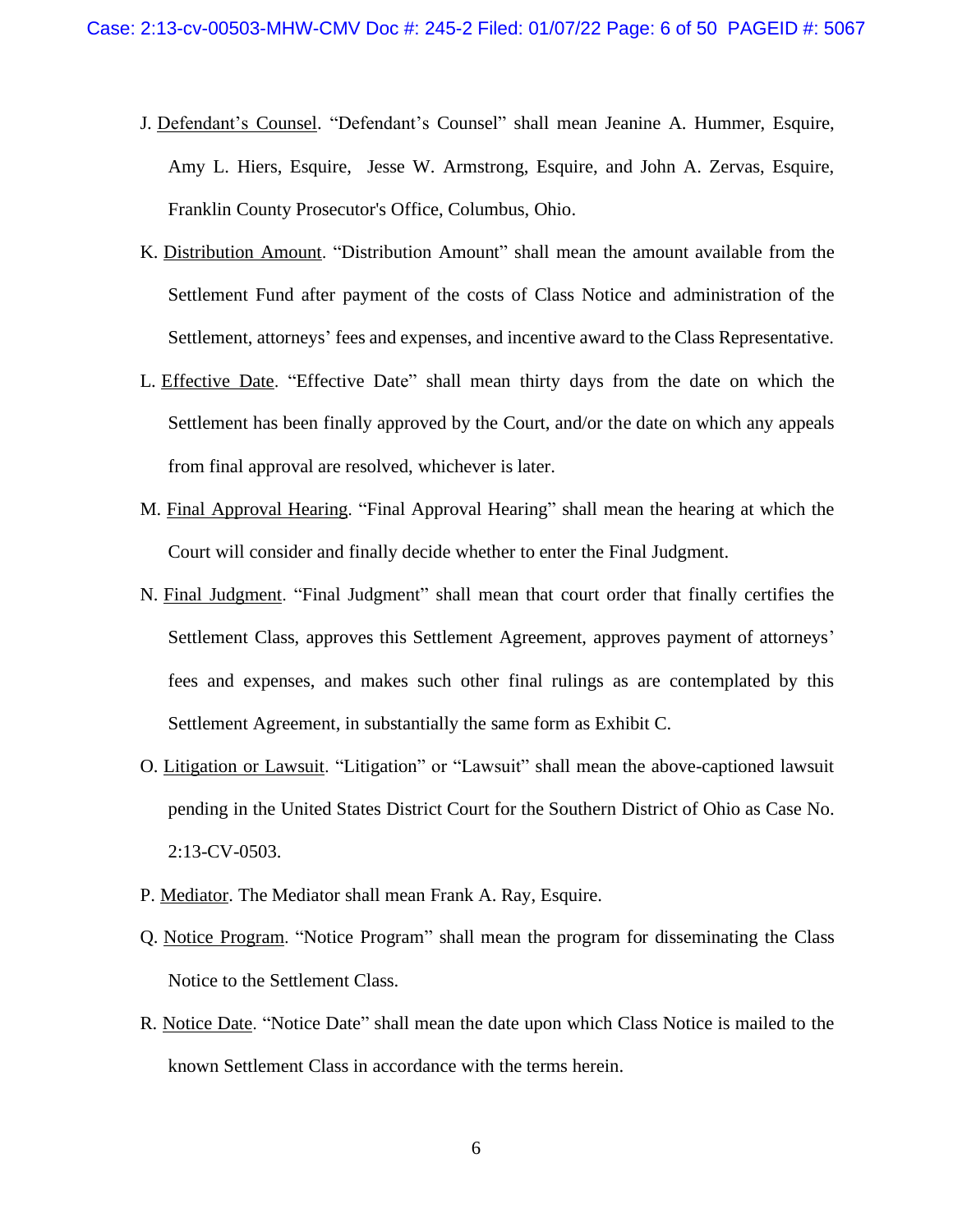J. Defendant's Counsel. "Defendant's Counsel" shall mean Jeanine A. Hummer, Esquire, Amy L. Hiers, Esquire, Jesse W. Armstrong, Esquire, and John A. Zervas, Esquire, Franklin County Prosecutor's Office, Columbus, Ohio.

K. Distribution Amount. "Distribution Amount" shall mean the amount available from the Settlement Fund after payment of the costs of Class Notice and administration of the Settlement, attorneys' fees and expenses, and incentive award to the Class Representative.

L. Effective Date. "Effective Date" shall mean thirty days from the date on which the Settlement has been finally approved by the Court, and/or the date on which any appeals from final approval are resolved, whichever is later.

M. Final Approval Hearing. "Final Approval Hearing" shall mean the hearing at which the Court will consider and finally decide whether to enter the Final Judgment.

N. Final Judgment. "Final Judgment" shall mean that court order that finally certifies the Settlement Class, approves this Settlement Agreement, approves payment of attorneys' fees and expenses, and makes such other final rulings as are contemplated by this Settlement Agreement, in substantially the same form as Exhibit C.

O. Litigation or Lawsuit. "Litigation" or "Lawsuit" shall mean the above-captioned lawsuit pending in the United States District Court for the Southern District of Ohio as Case No. 2:13-CV-0503.

P. Mediator. The Mediator shall mean Frank A. Ray, Esquire.

Q. Notice Program. "Notice Program" shall mean the program for disseminating the Class Notice to the Settlement Class.

R. Notice Date. "Notice Date" shall mean the date upon which Class Notice is mailed to the known Settlement Class in accordance with the terms herein.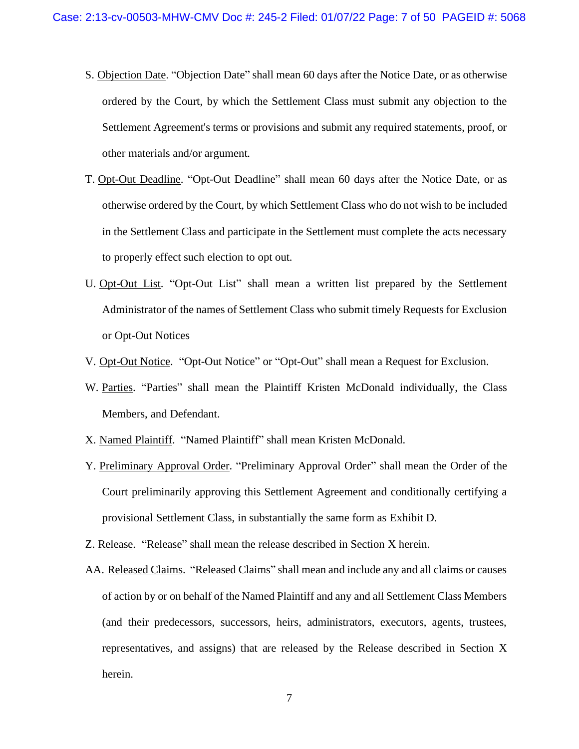S. Objection Date. "Objection Date" shall mean 60 days after the Notice Date, or as otherwise ordered by the Court, by which the Settlement Class must submit any objection to the Settlement Agreement's terms or provisions and submit any required statements, proof, or other materials and/or argument.

T. Opt-Out Deadline. "Opt-Out Deadline" shall mean 60 days after the Notice Date, or as otherwise ordered by the Court, by which Settlement Class who do not wish to be included in the Settlement Class and participate in the Settlement must complete the acts necessary to properly effect such election to opt out.

U. Opt-Out List. "Opt-Out List" shall mean a written list prepared by the Settlement Administrator of the names of Settlement Class who submit timely Requests for Exclusion or Opt-Out Notices

V. Opt-Out Notice. "Opt-Out Notice" or "Opt-Out" shall mean a Request for Exclusion.

W. Parties. "Parties" shall mean the Plaintiff Kristen McDonald individually, the Class Members, and Defendant.

X. Named Plaintiff. "Named Plaintiff" shall mean Kristen McDonald.

Y. Preliminary Approval Order. "Preliminary Approval Order" shall mean the Order of the Court preliminarily approving this Settlement Agreement and conditionally certifying a provisional Settlement Class, in substantially the same form as Exhibit D.

Z. Release. "Release" shall mean the release described in Section X herein.

AA. Released Claims. "Released Claims" shall mean and include any and all claims or causes of action by or on behalf of the Named Plaintiff and any and all Settlement Class Members (and their predecessors, successors, heirs, administrators, executors, agents, trustees, representatives, and assigns) that are released by the Release described in Section X herein.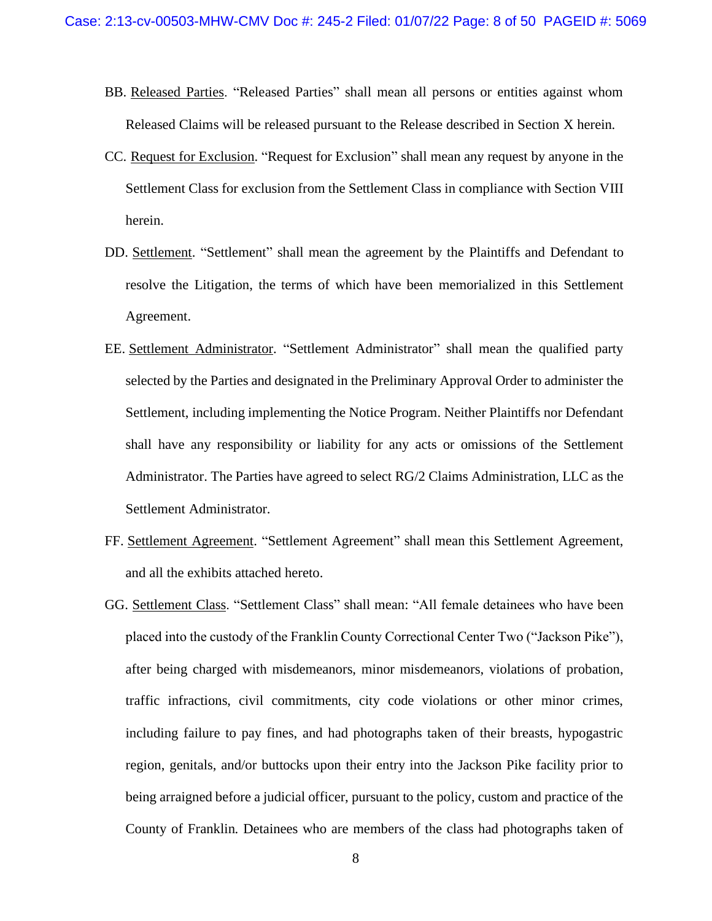BB. Released Parties. "Released Parties" shall mean all persons or entities against whom Released Claims will be released pursuant to the Release described in Section X herein.

CC. Request for Exclusion. "Request for Exclusion" shall mean any request by anyone in the Settlement Class for exclusion from the Settlement Class in compliance with Section VIII herein.

DD. Settlement. "Settlement" shall mean the agreement by the Plaintiffs and Defendant to resolve the Litigation, the terms of which have been memorialized in this Settlement Agreement.

EE. Settlement Administrator. "Settlement Administrator" shall mean the qualified party selected by the Parties and designated in the Preliminary Approval Order to administer the Settlement, including implementing the Notice Program. Neither Plaintiffs nor Defendant shall have any responsibility or liability for any acts or omissions of the Settlement Administrator. The Parties have agreed to select RG/2 Claims Administration, LLC as the Settlement Administrator.

FF. Settlement Agreement. "Settlement Agreement" shall mean this Settlement Agreement, and all the exhibits attached hereto.

GG. Settlement Class. "Settlement Class" shall mean: "All female detainees who have been placed into the custody of the Franklin County Correctional Center Two ("Jackson Pike"), after being charged with misdemeanors, minor misdemeanors, violations of probation, traffic infractions, civil commitments, city code violations or other minor crimes, including failure to pay fines, and had photographs taken of their breasts, hypogastric region, genitals, and/or buttocks upon their entry into the Jackson Pike facility prior to being arraigned before a judicial officer, pursuant to the policy, custom and practice of the County of Franklin. Detainees who are members of the class had photographs taken of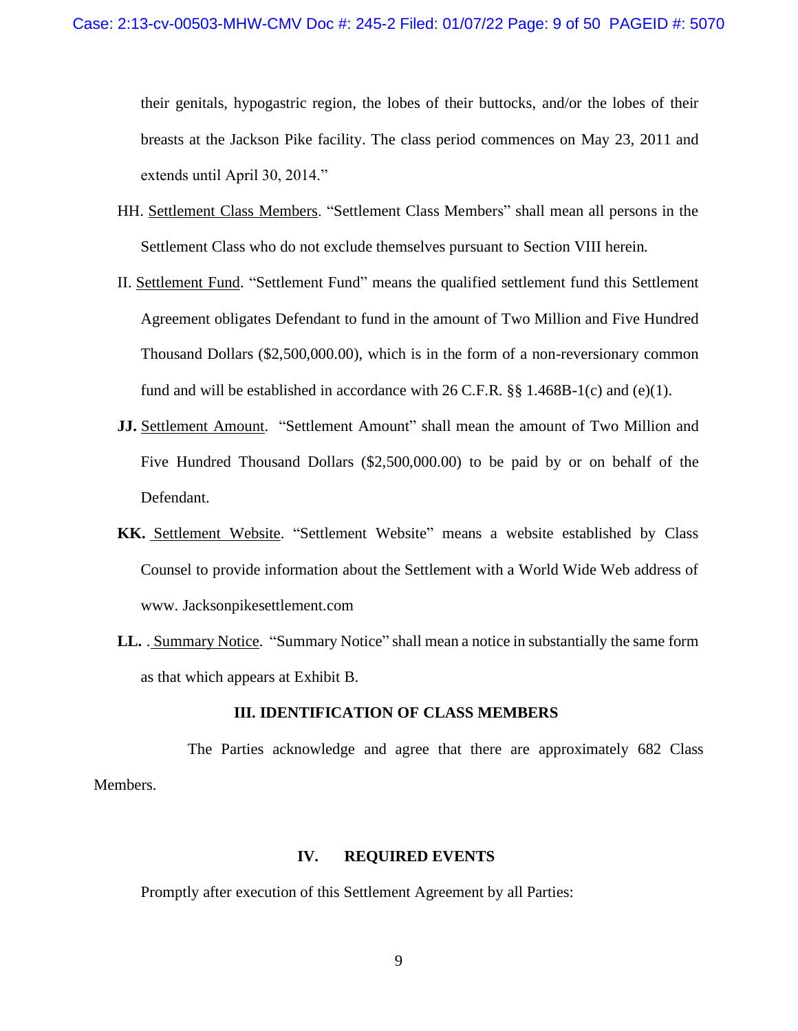their genitals, hypogastric region, the lobes of their buttocks, and/or the lobes of their breasts at the Jackson Pike facility. The class period commences on May 23, 2011 and extends until April 30, 2014."

HH. Settlement Class Members. "Settlement Class Members" shall mean all persons in the Settlement Class who do not exclude themselves pursuant to Section VIII herein.

II. Settlement Fund. "Settlement Fund" means the qualified settlement fund this Settlement Agreement obligates Defendant to fund in the amount of Two Million and Five Hundred Thousand Dollars ($2,500,000.00), which is in the form of a non-reversionary common fund and will be established in accordance with 26 C.F.R. §§ 1.468B-1(c) and (e)(1).

**JJ.** Settlement Amount. "Settlement Amount" shall mean the amount of Two Million and Five Hundred Thousand Dollars ($2,500,000.00) to be paid by or on behalf of the Defendant.

**KK.** Settlement Website. "Settlement Website" means a website established by Class Counsel to provide information about the Settlement with a World Wide Web address of www. Jacksonpikesettlement.com

**LL.** . Summary Notice. "Summary Notice" shall mean a notice in substantially the same form as that which appears at Exhibit B.

## III. IDENTIFICATION OF CLASS MEMBERS

The Parties acknowledge and agree that there are approximately 682 Class Members.

## IV. REQUIRED EVENTS

Promptly after execution of this Settlement Agreement by all Parties: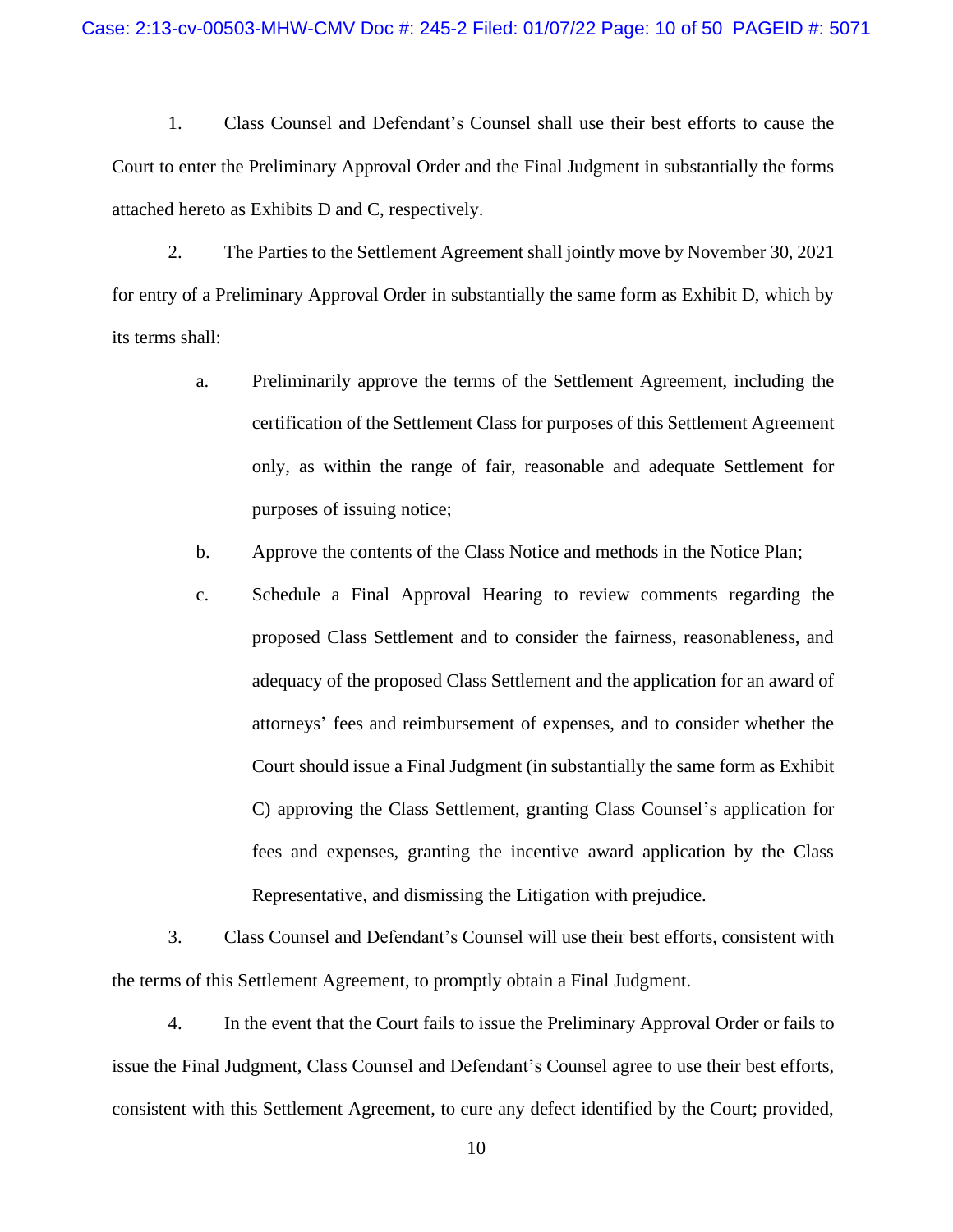1. Class Counsel and Defendant's Counsel shall use their best efforts to cause the Court to enter the Preliminary Approval Order and the Final Judgment in substantially the forms attached hereto as Exhibits D and C, respectively.

2. The Parties to the Settlement Agreement shall jointly move by November 30, 2021 for entry of a Preliminary Approval Order in substantially the same form as Exhibit D, which by its terms shall:

   a. Preliminarily approve the terms of the Settlement Agreement, including the certification of the Settlement Class for purposes of this Settlement Agreement only, as within the range of fair, reasonable and adequate Settlement for purposes of issuing notice;

   b. Approve the contents of the Class Notice and methods in the Notice Plan;

   c. Schedule a Final Approval Hearing to review comments regarding the proposed Class Settlement and to consider the fairness, reasonableness, and adequacy of the proposed Class Settlement and the application for an award of attorneys' fees and reimbursement of expenses, and to consider whether the Court should issue a Final Judgment (in substantially the same form as Exhibit C) approving the Class Settlement, granting Class Counsel's application for fees and expenses, granting the incentive award application by the Class Representative, and dismissing the Litigation with prejudice.

3. Class Counsel and Defendant's Counsel will use their best efforts, consistent with the terms of this Settlement Agreement, to promptly obtain a Final Judgment.

4. In the event that the Court fails to issue the Preliminary Approval Order or fails to issue the Final Judgment, Class Counsel and Defendant's Counsel agree to use their best efforts, consistent with this Settlement Agreement, to cure any defect identified by the Court; provided,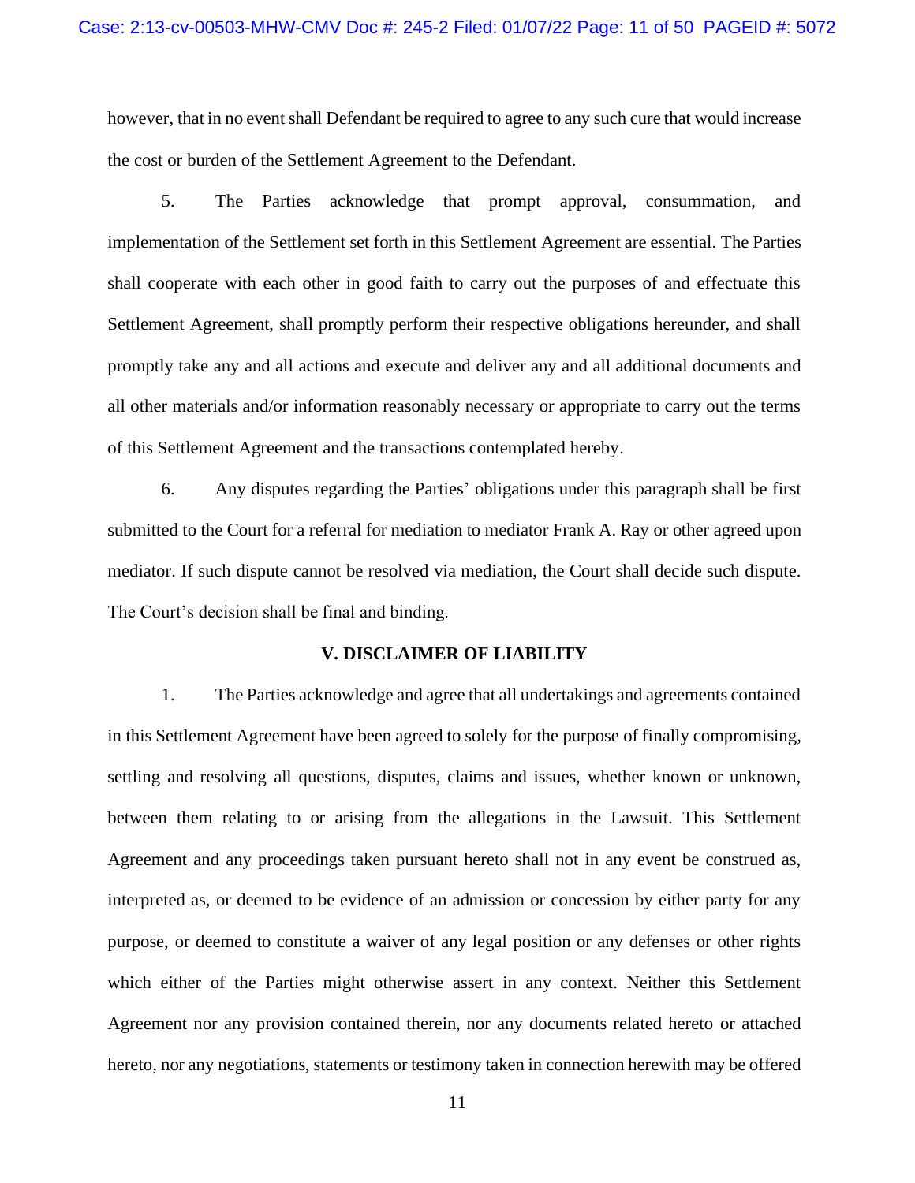however, that in no event shall Defendant be required to agree to any such cure that would increase the cost or burden of the Settlement Agreement to the Defendant.

5. The Parties acknowledge that prompt approval, consummation, and implementation of the Settlement set forth in this Settlement Agreement are essential. The Parties shall cooperate with each other in good faith to carry out the purposes of and effectuate this Settlement Agreement, shall promptly perform their respective obligations hereunder, and shall promptly take any and all actions and execute and deliver any and all additional documents and all other materials and/or information reasonably necessary or appropriate to carry out the terms of this Settlement Agreement and the transactions contemplated hereby.

6. Any disputes regarding the Parties' obligations under this paragraph shall be first submitted to the Court for a referral for mediation to mediator Frank A. Ray or other agreed upon mediator. If such dispute cannot be resolved via mediation, the Court shall decide such dispute. The Court's decision shall be final and binding.

## V. DISCLAIMER OF LIABILITY

1. The Parties acknowledge and agree that all undertakings and agreements contained in this Settlement Agreement have been agreed to solely for the purpose of finally compromising, settling and resolving all questions, disputes, claims and issues, whether known or unknown, between them relating to or arising from the allegations in the Lawsuit. This Settlement Agreement and any proceedings taken pursuant hereto shall not in any event be construed as, interpreted as, or deemed to be evidence of an admission or concession by either party for any purpose, or deemed to constitute a waiver of any legal position or any defenses or other rights which either of the Parties might otherwise assert in any context. Neither this Settlement Agreement nor any provision contained therein, nor any documents related hereto or attached hereto, nor any negotiations, statements or testimony taken in connection herewith may be offered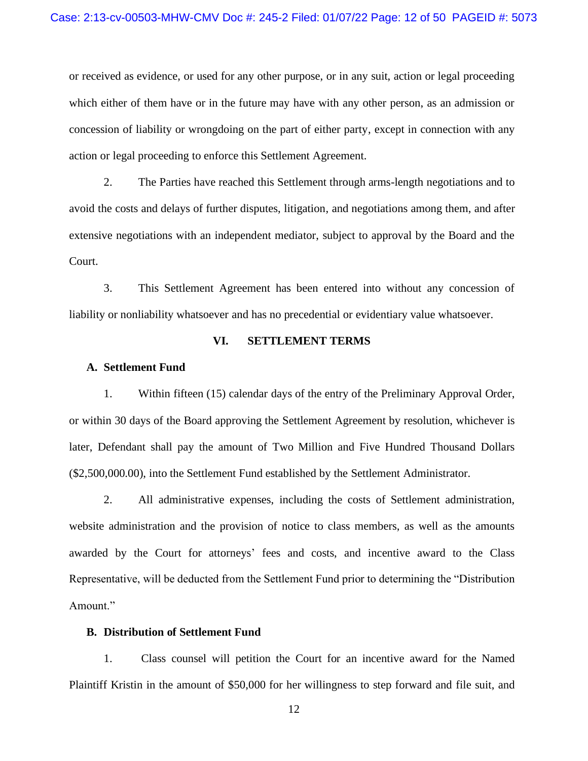or received as evidence, or used for any other purpose, or in any suit, action or legal proceeding which either of them have or in the future may have with any other person, as an admission or concession of liability or wrongdoing on the part of either party, except in connection with any action or legal proceeding to enforce this Settlement Agreement.

2. The Parties have reached this Settlement through arms-length negotiations and to avoid the costs and delays of further disputes, litigation, and negotiations among them, and after extensive negotiations with an independent mediator, subject to approval by the Board and the Court.

3. This Settlement Agreement has been entered into without any concession of liability or nonliability whatsoever and has no precedential or evidentiary value whatsoever.

## VI. SETTLEMENT TERMS

### A. Settlement Fund

1. Within fifteen (15) calendar days of the entry of the Preliminary Approval Order, or within 30 days of the Board approving the Settlement Agreement by resolution, whichever is later, Defendant shall pay the amount of Two Million and Five Hundred Thousand Dollars ($2,500,000.00), into the Settlement Fund established by the Settlement Administrator.

2. All administrative expenses, including the costs of Settlement administration, website administration and the provision of notice to class members, as well as the amounts awarded by the Court for attorneys' fees and costs, and incentive award to the Class Representative, will be deducted from the Settlement Fund prior to determining the "Distribution Amount."

### B. Distribution of Settlement Fund

1. Class counsel will petition the Court for an incentive award for the Named Plaintiff Kristin in the amount of $50,000 for her willingness to step forward and file suit, and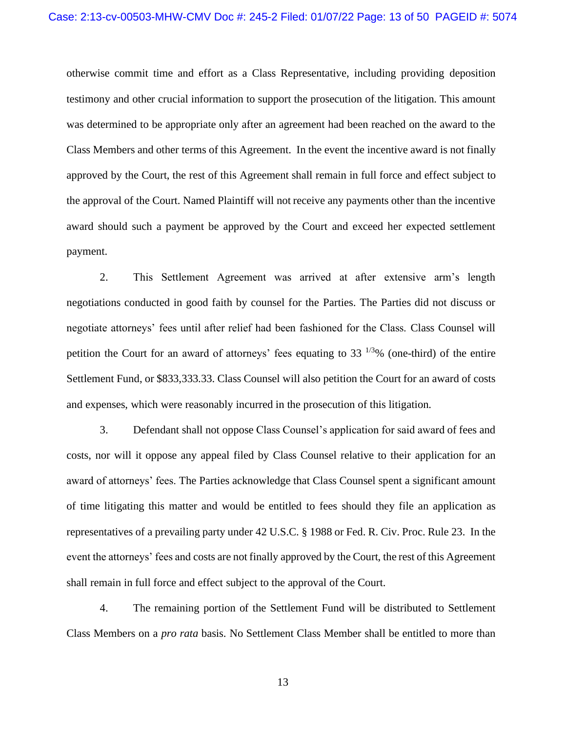otherwise commit time and effort as a Class Representative, including providing deposition testimony and other crucial information to support the prosecution of the litigation. This amount was determined to be appropriate only after an agreement had been reached on the award to the Class Members and other terms of this Agreement. In the event the incentive award is not finally approved by the Court, the rest of this Agreement shall remain in full force and effect subject to the approval of the Court. Named Plaintiff will not receive any payments other than the incentive award should such a payment be approved by the Court and exceed her expected settlement payment.

2. This Settlement Agreement was arrived at after extensive arm's length negotiations conducted in good faith by counsel for the Parties. The Parties did not discuss or negotiate attorneys' fees until after relief had been fashioned for the Class. Class Counsel will petition the Court for an award of attorneys' fees equating to 33 $^{1/3}$% (one-third) of the entire Settlement Fund, or $833,333.33. Class Counsel will also petition the Court for an award of costs and expenses, which were reasonably incurred in the prosecution of this litigation.

3. Defendant shall not oppose Class Counsel's application for said award of fees and costs, nor will it oppose any appeal filed by Class Counsel relative to their application for an award of attorneys' fees. The Parties acknowledge that Class Counsel spent a significant amount of time litigating this matter and would be entitled to fees should they file an application as representatives of a prevailing party under 42 U.S.C. § 1988 or Fed. R. Civ. Proc. Rule 23. In the event the attorneys' fees and costs are not finally approved by the Court, the rest of this Agreement shall remain in full force and effect subject to the approval of the Court.

4. The remaining portion of the Settlement Fund will be distributed to Settlement Class Members on a *pro rata* basis. No Settlement Class Member shall be entitled to more than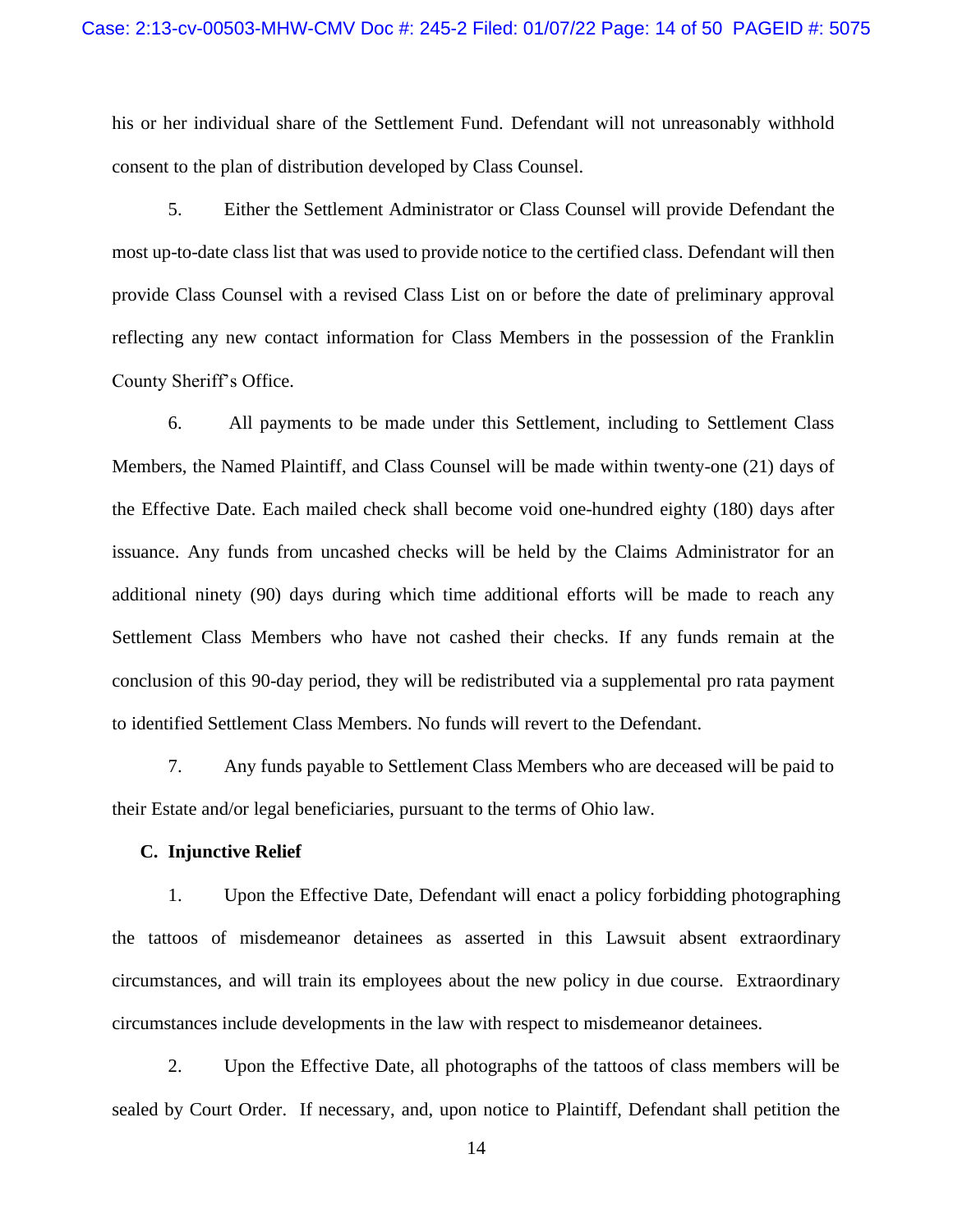his or her individual share of the Settlement Fund. Defendant will not unreasonably withhold consent to the plan of distribution developed by Class Counsel.

5. Either the Settlement Administrator or Class Counsel will provide Defendant the most up-to-date class list that was used to provide notice to the certified class. Defendant will then provide Class Counsel with a revised Class List on or before the date of preliminary approval reflecting any new contact information for Class Members in the possession of the Franklin County Sheriff's Office.

6. All payments to be made under this Settlement, including to Settlement Class Members, the Named Plaintiff, and Class Counsel will be made within twenty-one (21) days of the Effective Date. Each mailed check shall become void one-hundred eighty (180) days after issuance. Any funds from uncashed checks will be held by the Claims Administrator for an additional ninety (90) days during which time additional efforts will be made to reach any Settlement Class Members who have not cashed their checks. If any funds remain at the conclusion of this 90-day period, they will be redistributed via a supplemental pro rata payment to identified Settlement Class Members. No funds will revert to the Defendant.

7. Any funds payable to Settlement Class Members who are deceased will be paid to their Estate and/or legal beneficiaries, pursuant to the terms of Ohio law.

**C. Injunctive Relief**

1. Upon the Effective Date, Defendant will enact a policy forbidding photographing the tattoos of misdemeanor detainees as asserted in this Lawsuit absent extraordinary circumstances, and will train its employees about the new policy in due course. Extraordinary circumstances include developments in the law with respect to misdemeanor detainees.

2. Upon the Effective Date, all photographs of the tattoos of class members will be sealed by Court Order. If necessary, and, upon notice to Plaintiff, Defendant shall petition the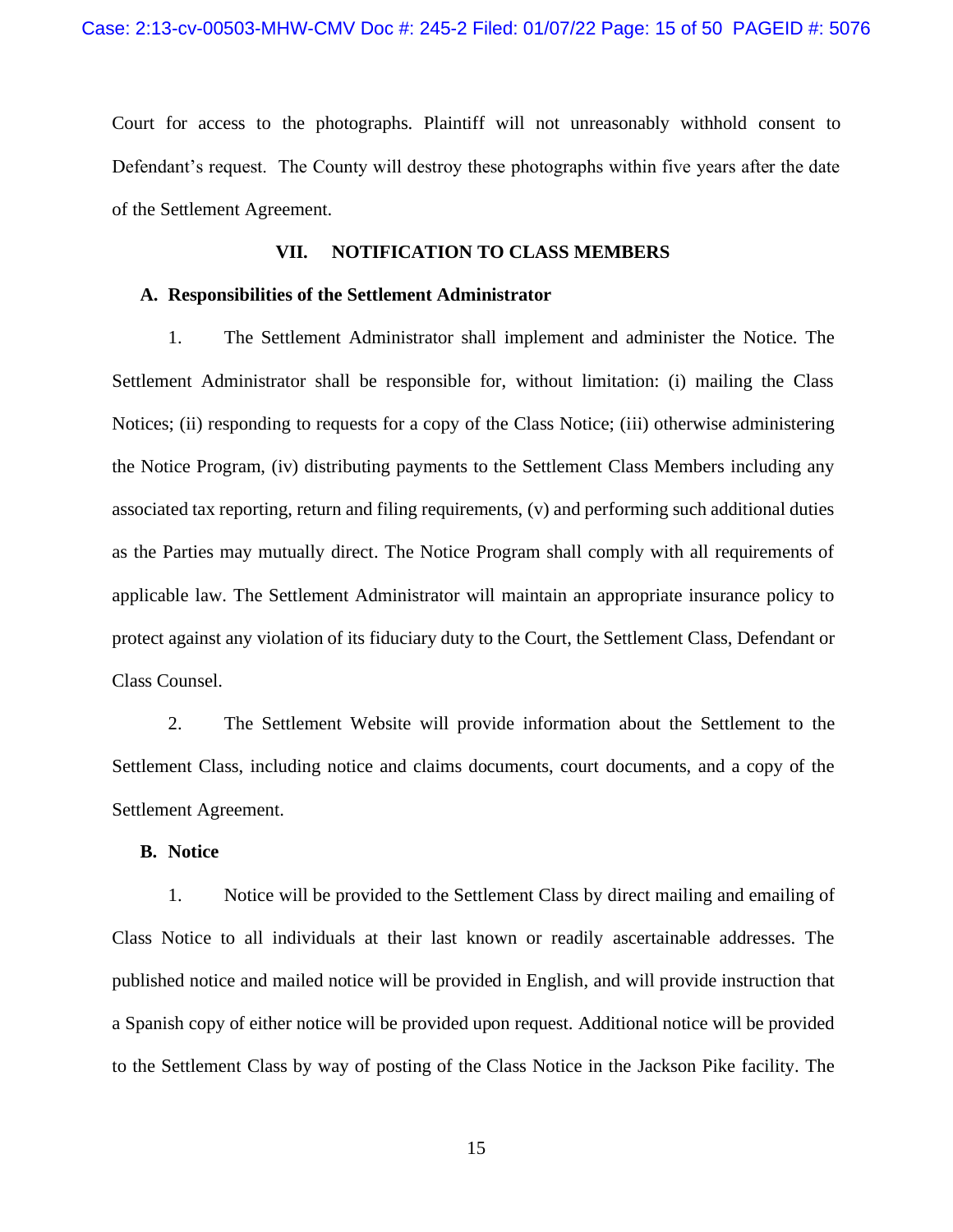Court for access to the photographs. Plaintiff will not unreasonably withhold consent to Defendant's request. The County will destroy these photographs within five years after the date of the Settlement Agreement.

## VII. NOTIFICATION TO CLASS MEMBERS

### A. Responsibilities of the Settlement Administrator

1. The Settlement Administrator shall implement and administer the Notice. The Settlement Administrator shall be responsible for, without limitation: (i) mailing the Class Notices; (ii) responding to requests for a copy of the Class Notice; (iii) otherwise administering the Notice Program, (iv) distributing payments to the Settlement Class Members including any associated tax reporting, return and filing requirements, (v) and performing such additional duties as the Parties may mutually direct. The Notice Program shall comply with all requirements of applicable law. The Settlement Administrator will maintain an appropriate insurance policy to protect against any violation of its fiduciary duty to the Court, the Settlement Class, Defendant or Class Counsel.

2. The Settlement Website will provide information about the Settlement to the Settlement Class, including notice and claims documents, court documents, and a copy of the Settlement Agreement.

### B. Notice

1. Notice will be provided to the Settlement Class by direct mailing and emailing of Class Notice to all individuals at their last known or readily ascertainable addresses. The published notice and mailed notice will be provided in English, and will provide instruction that a Spanish copy of either notice will be provided upon request. Additional notice will be provided to the Settlement Class by way of posting of the Class Notice in the Jackson Pike facility. The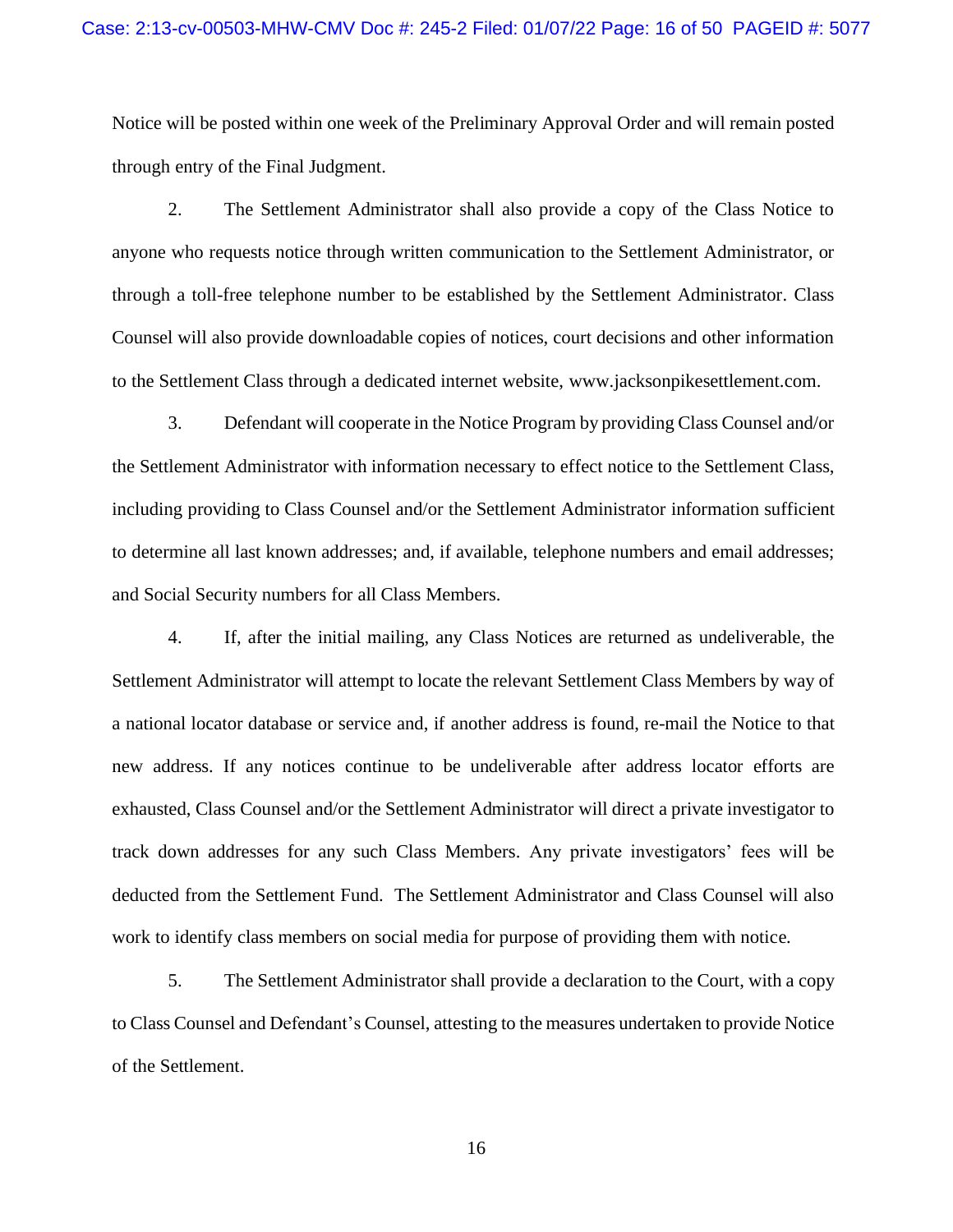Notice will be posted within one week of the Preliminary Approval Order and will remain posted through entry of the Final Judgment.

2. The Settlement Administrator shall also provide a copy of the Class Notice to anyone who requests notice through written communication to the Settlement Administrator, or through a toll-free telephone number to be established by the Settlement Administrator. Class Counsel will also provide downloadable copies of notices, court decisions and other information to the Settlement Class through a dedicated internet website, www.jacksonpikesettlement.com.

3. Defendant will cooperate in the Notice Program by providing Class Counsel and/or the Settlement Administrator with information necessary to effect notice to the Settlement Class, including providing to Class Counsel and/or the Settlement Administrator information sufficient to determine all last known addresses; and, if available, telephone numbers and email addresses; and Social Security numbers for all Class Members.

4. If, after the initial mailing, any Class Notices are returned as undeliverable, the Settlement Administrator will attempt to locate the relevant Settlement Class Members by way of a national locator database or service and, if another address is found, re-mail the Notice to that new address. If any notices continue to be undeliverable after address locator efforts are exhausted, Class Counsel and/or the Settlement Administrator will direct a private investigator to track down addresses for any such Class Members. Any private investigators' fees will be deducted from the Settlement Fund. The Settlement Administrator and Class Counsel will also work to identify class members on social media for purpose of providing them with notice.

5. The Settlement Administrator shall provide a declaration to the Court, with a copy to Class Counsel and Defendant's Counsel, attesting to the measures undertaken to provide Notice of the Settlement.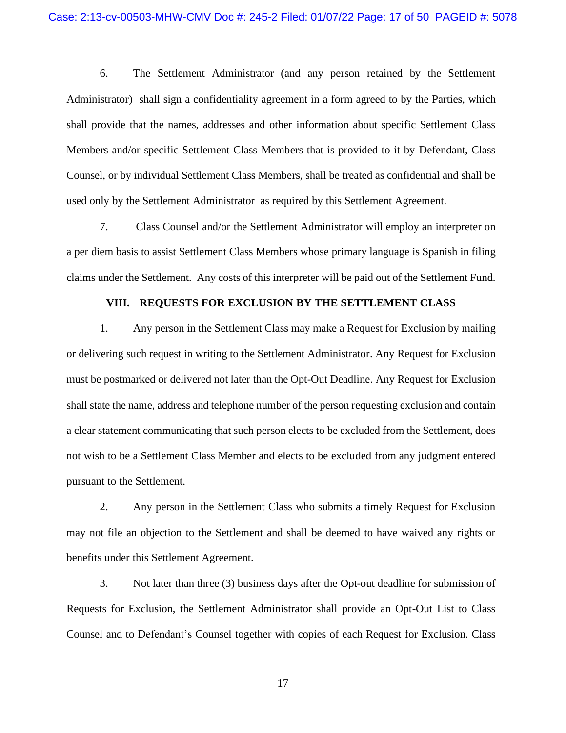6. The Settlement Administrator (and any person retained by the Settlement Administrator) shall sign a confidentiality agreement in a form agreed to by the Parties, which shall provide that the names, addresses and other information about specific Settlement Class Members and/or specific Settlement Class Members that is provided to it by Defendant, Class Counsel, or by individual Settlement Class Members, shall be treated as confidential and shall be used only by the Settlement Administrator as required by this Settlement Agreement.

7. Class Counsel and/or the Settlement Administrator will employ an interpreter on a per diem basis to assist Settlement Class Members whose primary language is Spanish in filing claims under the Settlement. Any costs of this interpreter will be paid out of the Settlement Fund.

## VIII. REQUESTS FOR EXCLUSION BY THE SETTLEMENT CLASS

1. Any person in the Settlement Class may make a Request for Exclusion by mailing or delivering such request in writing to the Settlement Administrator. Any Request for Exclusion must be postmarked or delivered not later than the Opt-Out Deadline. Any Request for Exclusion shall state the name, address and telephone number of the person requesting exclusion and contain a clear statement communicating that such person elects to be excluded from the Settlement, does not wish to be a Settlement Class Member and elects to be excluded from any judgment entered pursuant to the Settlement.

2. Any person in the Settlement Class who submits a timely Request for Exclusion may not file an objection to the Settlement and shall be deemed to have waived any rights or benefits under this Settlement Agreement.

3. Not later than three (3) business days after the Opt-out deadline for submission of Requests for Exclusion, the Settlement Administrator shall provide an Opt-Out List to Class Counsel and to Defendant's Counsel together with copies of each Request for Exclusion. Class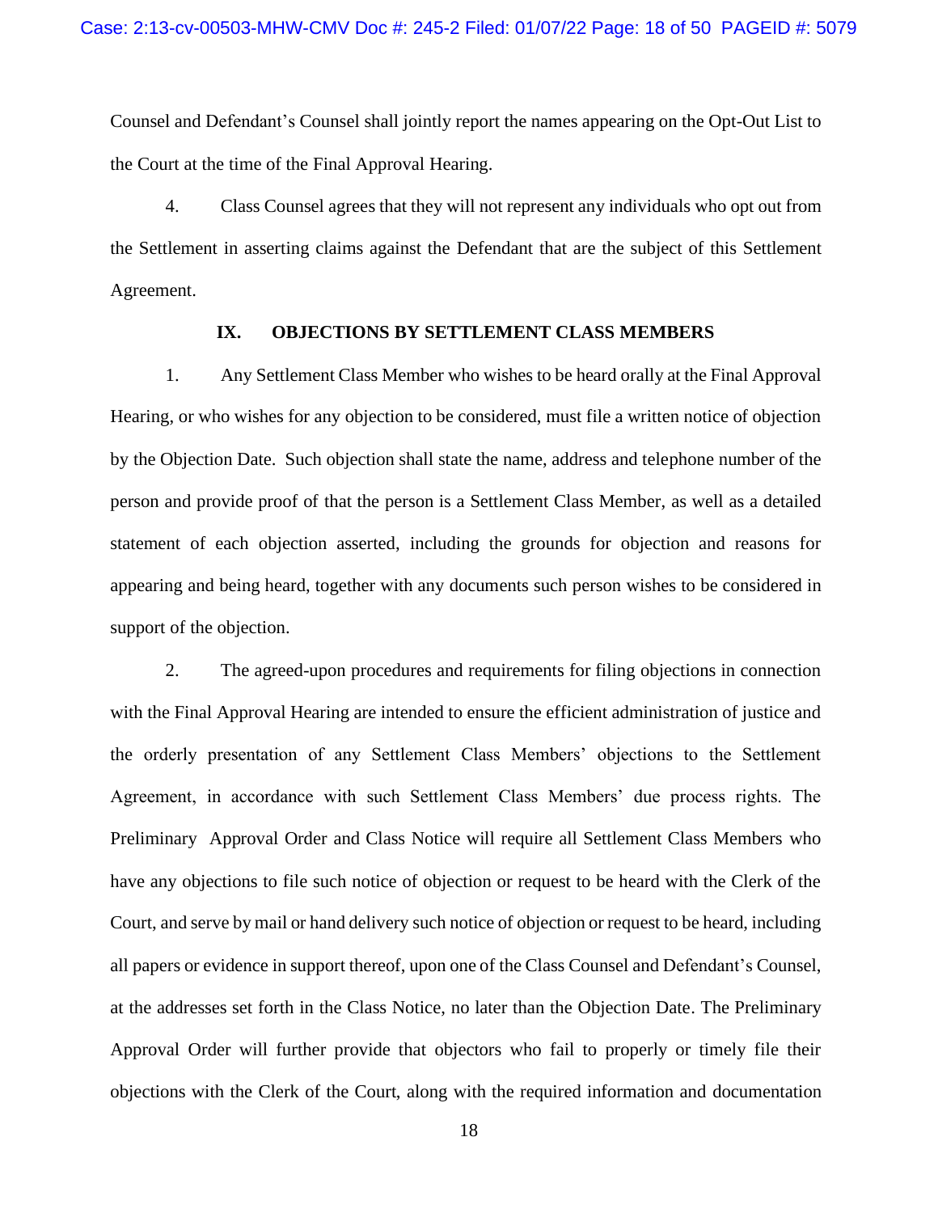Counsel and Defendant's Counsel shall jointly report the names appearing on the Opt-Out List to the Court at the time of the Final Approval Hearing.

4. Class Counsel agrees that they will not represent any individuals who opt out from the Settlement in asserting claims against the Defendant that are the subject of this Settlement Agreement.

## IX. OBJECTIONS BY SETTLEMENT CLASS MEMBERS

1. Any Settlement Class Member who wishes to be heard orally at the Final Approval Hearing, or who wishes for any objection to be considered, must file a written notice of objection by the Objection Date. Such objection shall state the name, address and telephone number of the person and provide proof of that the person is a Settlement Class Member, as well as a detailed statement of each objection asserted, including the grounds for objection and reasons for appearing and being heard, together with any documents such person wishes to be considered in support of the objection.

2. The agreed-upon procedures and requirements for filing objections in connection with the Final Approval Hearing are intended to ensure the efficient administration of justice and the orderly presentation of any Settlement Class Members' objections to the Settlement Agreement, in accordance with such Settlement Class Members' due process rights. The Preliminary Approval Order and Class Notice will require all Settlement Class Members who have any objections to file such notice of objection or request to be heard with the Clerk of the Court, and serve by mail or hand delivery such notice of objection or request to be heard, including all papers or evidence in support thereof, upon one of the Class Counsel and Defendant's Counsel, at the addresses set forth in the Class Notice, no later than the Objection Date. The Preliminary Approval Order will further provide that objectors who fail to properly or timely file their objections with the Clerk of the Court, along with the required information and documentation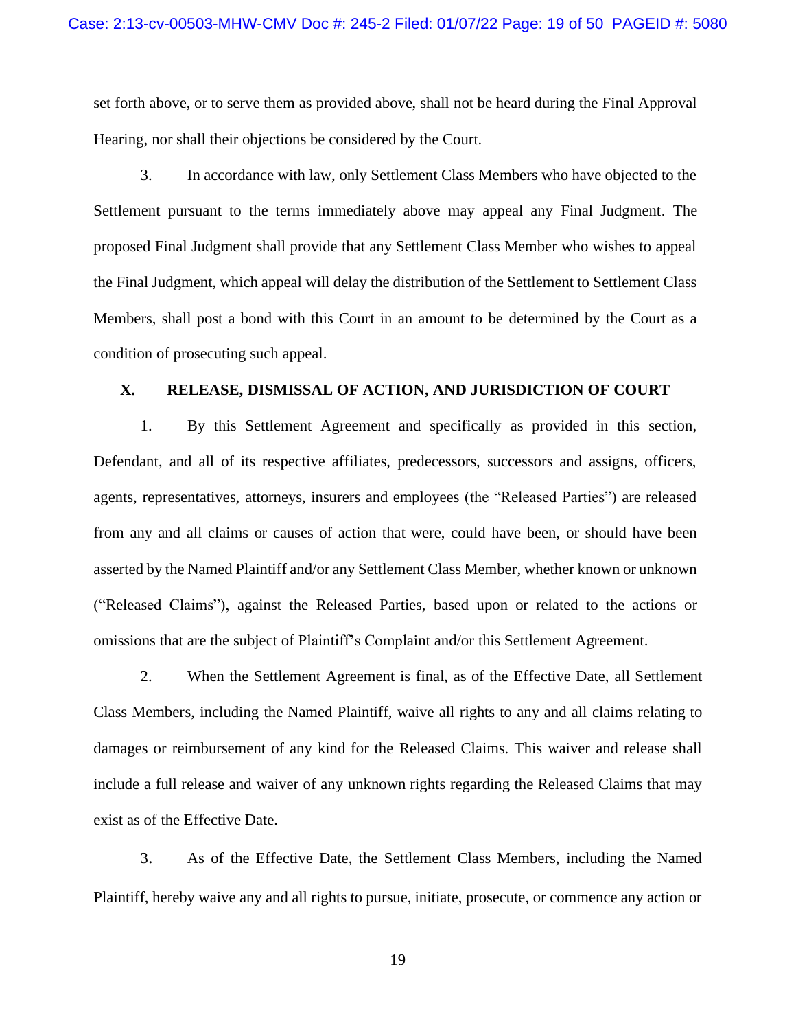set forth above, or to serve them as provided above, shall not be heard during the Final Approval Hearing, nor shall their objections be considered by the Court.

3. In accordance with law, only Settlement Class Members who have objected to the Settlement pursuant to the terms immediately above may appeal any Final Judgment. The proposed Final Judgment shall provide that any Settlement Class Member who wishes to appeal the Final Judgment, which appeal will delay the distribution of the Settlement to Settlement Class Members, shall post a bond with this Court in an amount to be determined by the Court as a condition of prosecuting such appeal.

## X. RELEASE, DISMISSAL OF ACTION, AND JURISDICTION OF COURT

1. By this Settlement Agreement and specifically as provided in this section, Defendant, and all of its respective affiliates, predecessors, successors and assigns, officers, agents, representatives, attorneys, insurers and employees (the "Released Parties") are released from any and all claims or causes of action that were, could have been, or should have been asserted by the Named Plaintiff and/or any Settlement Class Member, whether known or unknown ("Released Claims"), against the Released Parties, based upon or related to the actions or omissions that are the subject of Plaintiff's Complaint and/or this Settlement Agreement.

2. When the Settlement Agreement is final, as of the Effective Date, all Settlement Class Members, including the Named Plaintiff, waive all rights to any and all claims relating to damages or reimbursement of any kind for the Released Claims. This waiver and release shall include a full release and waiver of any unknown rights regarding the Released Claims that may exist as of the Effective Date.

3. As of the Effective Date, the Settlement Class Members, including the Named Plaintiff, hereby waive any and all rights to pursue, initiate, prosecute, or commence any action or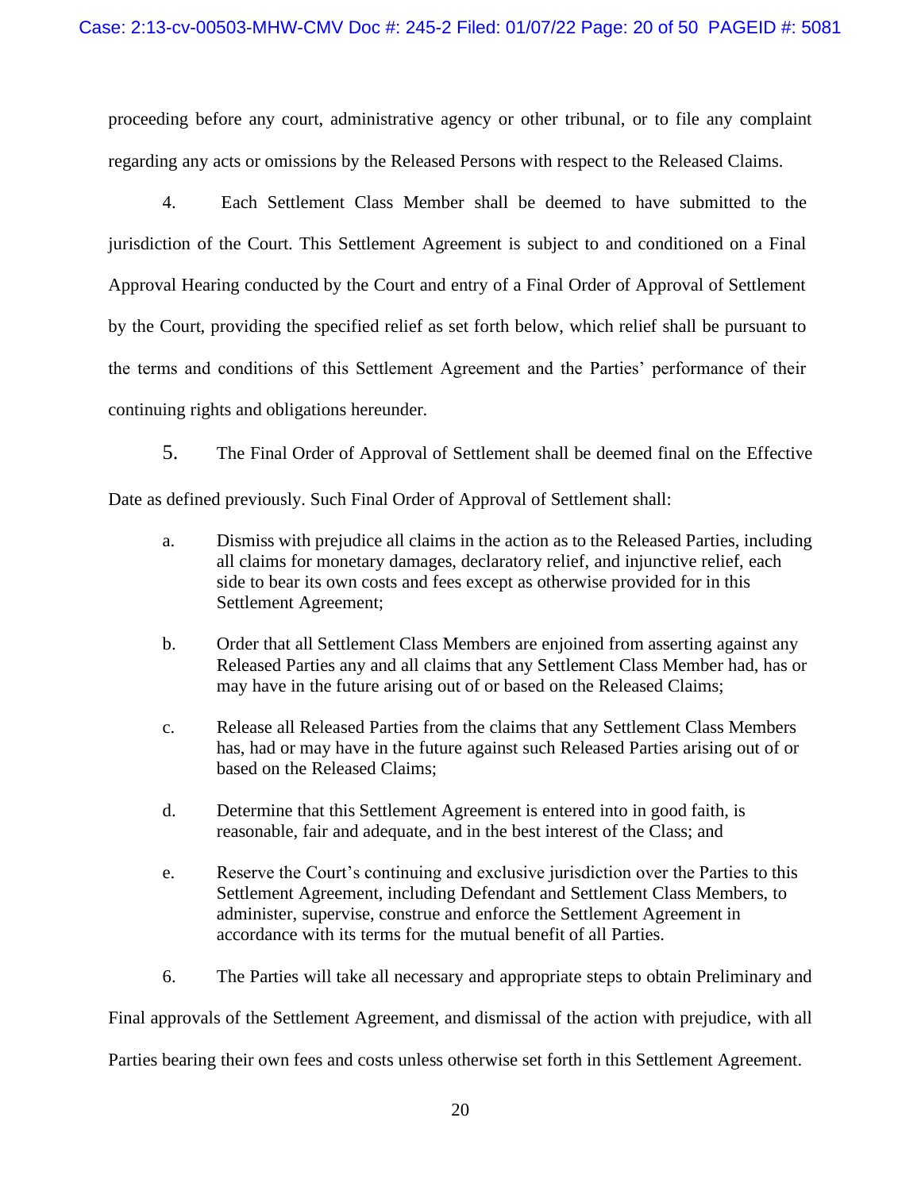proceeding before any court, administrative agency or other tribunal, or to file any complaint regarding any acts or omissions by the Released Persons with respect to the Released Claims.

4. Each Settlement Class Member shall be deemed to have submitted to the jurisdiction of the Court. This Settlement Agreement is subject to and conditioned on a Final Approval Hearing conducted by the Court and entry of a Final Order of Approval of Settlement by the Court, providing the specified relief as set forth below, which relief shall be pursuant to the terms and conditions of this Settlement Agreement and the Parties' performance of their continuing rights and obligations hereunder.

5. The Final Order of Approval of Settlement shall be deemed final on the Effective Date as defined previously. Such Final Order of Approval of Settlement shall:

a. Dismiss with prejudice all claims in the action as to the Released Parties, including all claims for monetary damages, declaratory relief, and injunctive relief, each side to bear its own costs and fees except as otherwise provided for in this Settlement Agreement;

b. Order that all Settlement Class Members are enjoined from asserting against any Released Parties any and all claims that any Settlement Class Member had, has or may have in the future arising out of or based on the Released Claims;

c. Release all Released Parties from the claims that any Settlement Class Members has, had or may have in the future against such Released Parties arising out of or based on the Released Claims;

d. Determine that this Settlement Agreement is entered into in good faith, is reasonable, fair and adequate, and in the best interest of the Class; and

e. Reserve the Court's continuing and exclusive jurisdiction over the Parties to this Settlement Agreement, including Defendant and Settlement Class Members, to administer, supervise, construe and enforce the Settlement Agreement in accordance with its terms for the mutual benefit of all Parties.

6. The Parties will take all necessary and appropriate steps to obtain Preliminary and Final approvals of the Settlement Agreement, and dismissal of the action with prejudice, with all Parties bearing their own fees and costs unless otherwise set forth in this Settlement Agreement.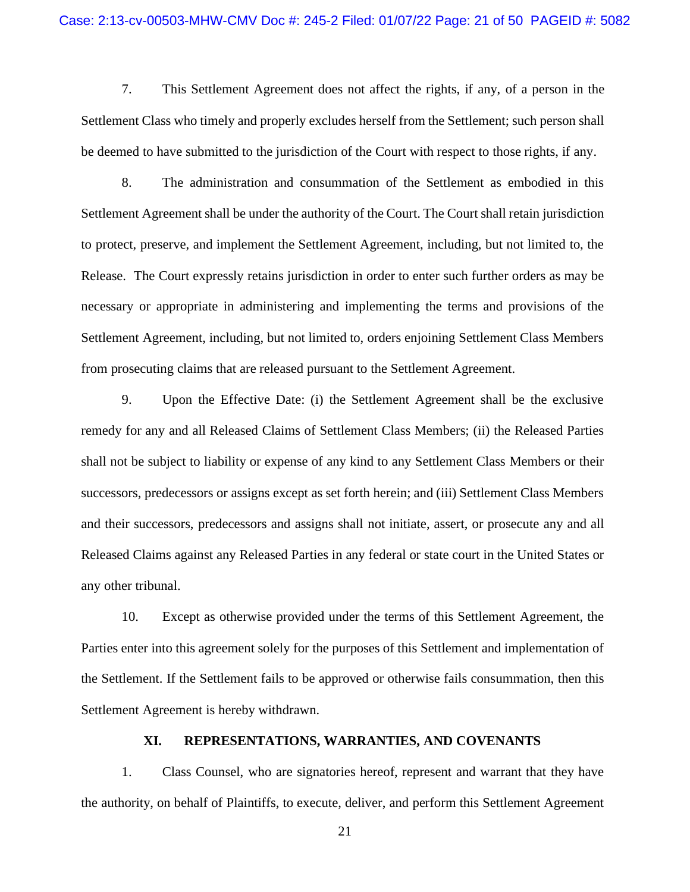7. This Settlement Agreement does not affect the rights, if any, of a person in the Settlement Class who timely and properly excludes herself from the Settlement; such person shall be deemed to have submitted to the jurisdiction of the Court with respect to those rights, if any.

8. The administration and consummation of the Settlement as embodied in this Settlement Agreement shall be under the authority of the Court. The Court shall retain jurisdiction to protect, preserve, and implement the Settlement Agreement, including, but not limited to, the Release. The Court expressly retains jurisdiction in order to enter such further orders as may be necessary or appropriate in administering and implementing the terms and provisions of the Settlement Agreement, including, but not limited to, orders enjoining Settlement Class Members from prosecuting claims that are released pursuant to the Settlement Agreement.

9. Upon the Effective Date: (i) the Settlement Agreement shall be the exclusive remedy for any and all Released Claims of Settlement Class Members; (ii) the Released Parties shall not be subject to liability or expense of any kind to any Settlement Class Members or their successors, predecessors or assigns except as set forth herein; and (iii) Settlement Class Members and their successors, predecessors and assigns shall not initiate, assert, or prosecute any and all Released Claims against any Released Parties in any federal or state court in the United States or any other tribunal.

10. Except as otherwise provided under the terms of this Settlement Agreement, the Parties enter into this agreement solely for the purposes of this Settlement and implementation of the Settlement. If the Settlement fails to be approved or otherwise fails consummation, then this Settlement Agreement is hereby withdrawn.

## XI. REPRESENTATIONS, WARRANTIES, AND COVENANTS

1. Class Counsel, who are signatories hereof, represent and warrant that they have the authority, on behalf of Plaintiffs, to execute, deliver, and perform this Settlement Agreement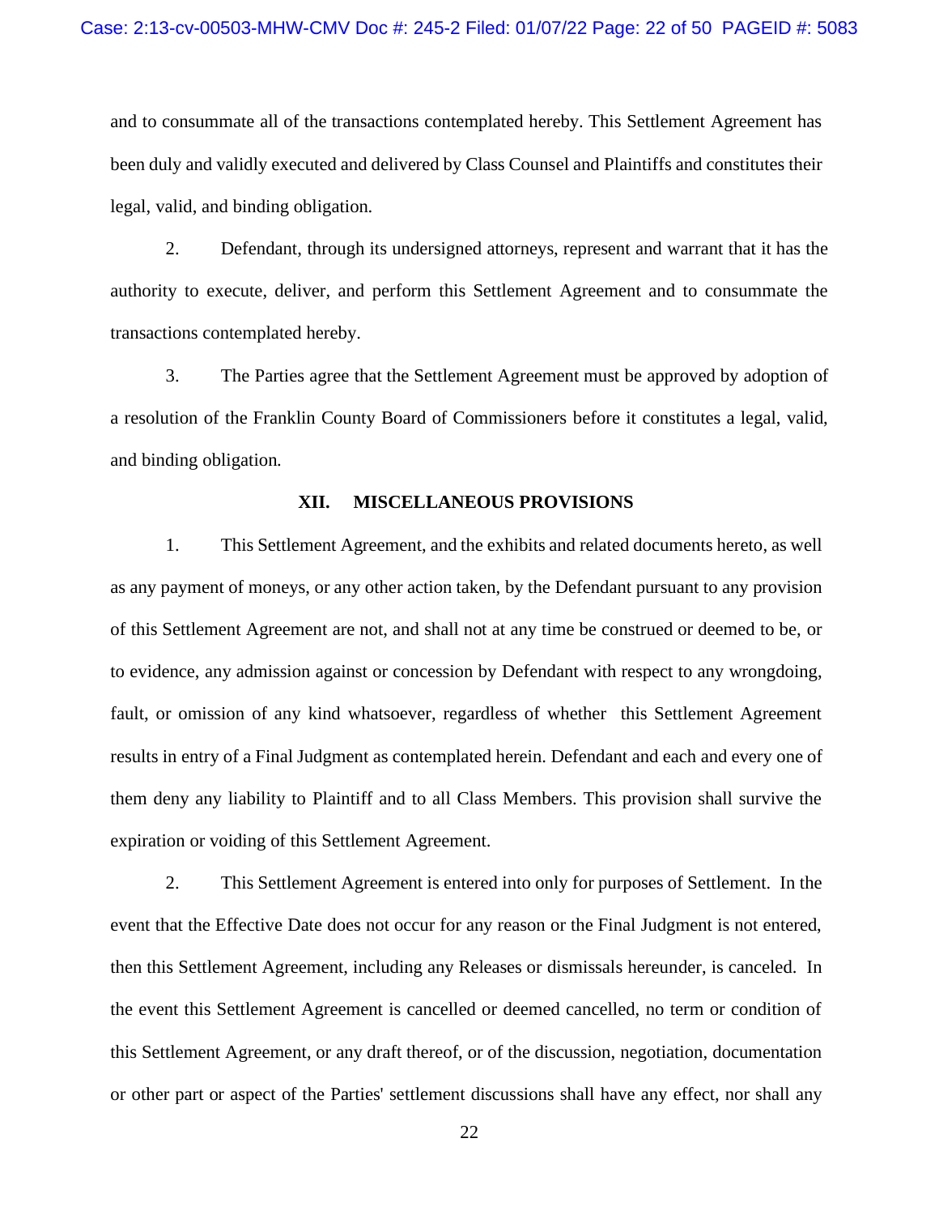and to consummate all of the transactions contemplated hereby. This Settlement Agreement has been duly and validly executed and delivered by Class Counsel and Plaintiffs and constitutes their legal, valid, and binding obligation.

2. Defendant, through its undersigned attorneys, represent and warrant that it has the authority to execute, deliver, and perform this Settlement Agreement and to consummate the transactions contemplated hereby.

3. The Parties agree that the Settlement Agreement must be approved by adoption of a resolution of the Franklin County Board of Commissioners before it constitutes a legal, valid, and binding obligation.

## XII. MISCELLANEOUS PROVISIONS

1. This Settlement Agreement, and the exhibits and related documents hereto, as well as any payment of moneys, or any other action taken, by the Defendant pursuant to any provision of this Settlement Agreement are not, and shall not at any time be construed or deemed to be, or to evidence, any admission against or concession by Defendant with respect to any wrongdoing, fault, or omission of any kind whatsoever, regardless of whether this Settlement Agreement results in entry of a Final Judgment as contemplated herein. Defendant and each and every one of them deny any liability to Plaintiff and to all Class Members. This provision shall survive the expiration or voiding of this Settlement Agreement.

2. This Settlement Agreement is entered into only for purposes of Settlement. In the event that the Effective Date does not occur for any reason or the Final Judgment is not entered, then this Settlement Agreement, including any Releases or dismissals hereunder, is canceled. In the event this Settlement Agreement is cancelled or deemed cancelled, no term or condition of this Settlement Agreement, or any draft thereof, or of the discussion, negotiation, documentation or other part or aspect of the Parties' settlement discussions shall have any effect, nor shall any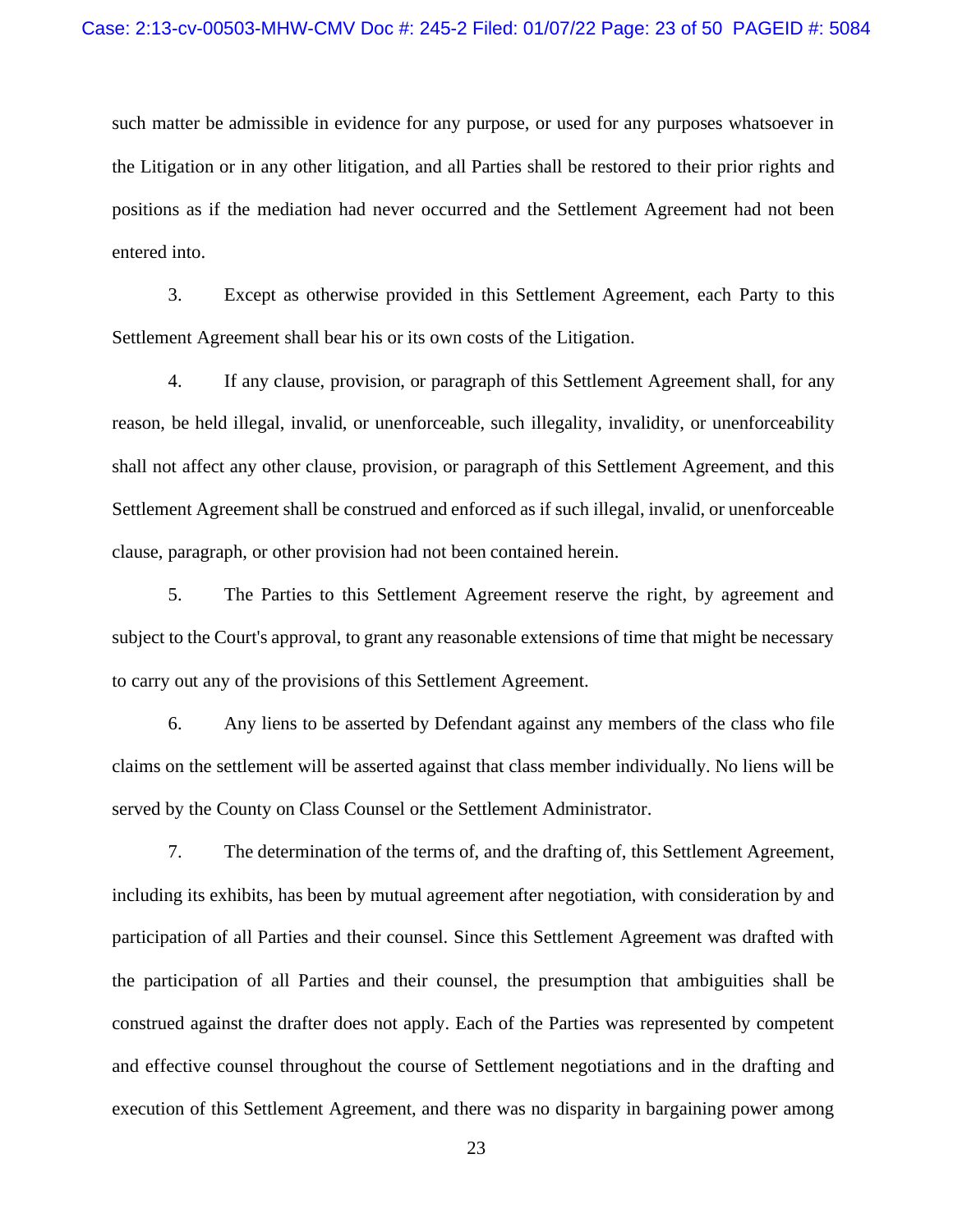such matter be admissible in evidence for any purpose, or used for any purposes whatsoever in the Litigation or in any other litigation, and all Parties shall be restored to their prior rights and positions as if the mediation had never occurred and the Settlement Agreement had not been entered into.

3. Except as otherwise provided in this Settlement Agreement, each Party to this Settlement Agreement shall bear his or its own costs of the Litigation.

4. If any clause, provision, or paragraph of this Settlement Agreement shall, for any reason, be held illegal, invalid, or unenforceable, such illegality, invalidity, or unenforceability shall not affect any other clause, provision, or paragraph of this Settlement Agreement, and this Settlement Agreement shall be construed and enforced as if such illegal, invalid, or unenforceable clause, paragraph, or other provision had not been contained herein.

5. The Parties to this Settlement Agreement reserve the right, by agreement and subject to the Court's approval, to grant any reasonable extensions of time that might be necessary to carry out any of the provisions of this Settlement Agreement.

6. Any liens to be asserted by Defendant against any members of the class who file claims on the settlement will be asserted against that class member individually. No liens will be served by the County on Class Counsel or the Settlement Administrator.

7. The determination of the terms of, and the drafting of, this Settlement Agreement, including its exhibits, has been by mutual agreement after negotiation, with consideration by and participation of all Parties and their counsel. Since this Settlement Agreement was drafted with the participation of all Parties and their counsel, the presumption that ambiguities shall be construed against the drafter does not apply. Each of the Parties was represented by competent and effective counsel throughout the course of Settlement negotiations and in the drafting and execution of this Settlement Agreement, and there was no disparity in bargaining power among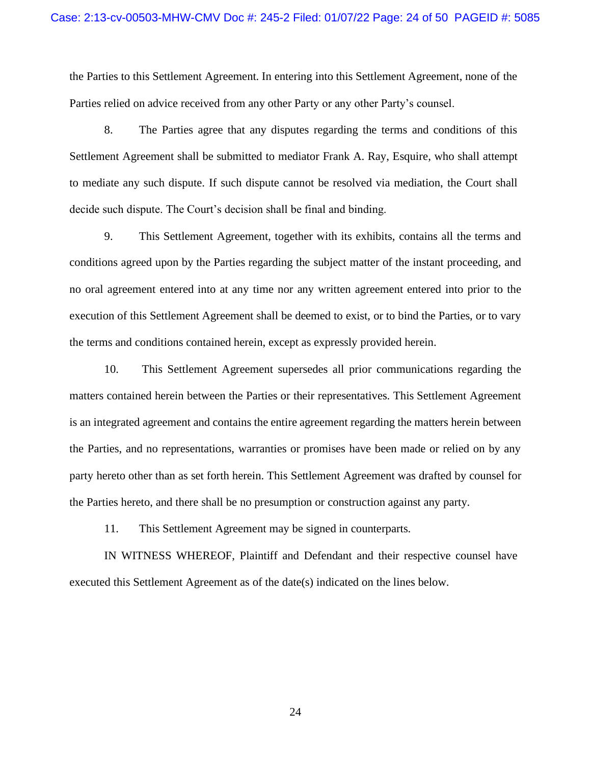the Parties to this Settlement Agreement. In entering into this Settlement Agreement, none of the Parties relied on advice received from any other Party or any other Party's counsel.

8. The Parties agree that any disputes regarding the terms and conditions of this Settlement Agreement shall be submitted to mediator Frank A. Ray, Esquire, who shall attempt to mediate any such dispute. If such dispute cannot be resolved via mediation, the Court shall decide such dispute. The Court's decision shall be final and binding.

9. This Settlement Agreement, together with its exhibits, contains all the terms and conditions agreed upon by the Parties regarding the subject matter of the instant proceeding, and no oral agreement entered into at any time nor any written agreement entered into prior to the execution of this Settlement Agreement shall be deemed to exist, or to bind the Parties, or to vary the terms and conditions contained herein, except as expressly provided herein.

10. This Settlement Agreement supersedes all prior communications regarding the matters contained herein between the Parties or their representatives. This Settlement Agreement is an integrated agreement and contains the entire agreement regarding the matters herein between the Parties, and no representations, warranties or promises have been made or relied on by any party hereto other than as set forth herein. This Settlement Agreement was drafted by counsel for the Parties hereto, and there shall be no presumption or construction against any party.

11. This Settlement Agreement may be signed in counterparts.

IN WITNESS WHEREOF, Plaintiff and Defendant and their respective counsel have executed this Settlement Agreement as of the date(s) indicated on the lines below.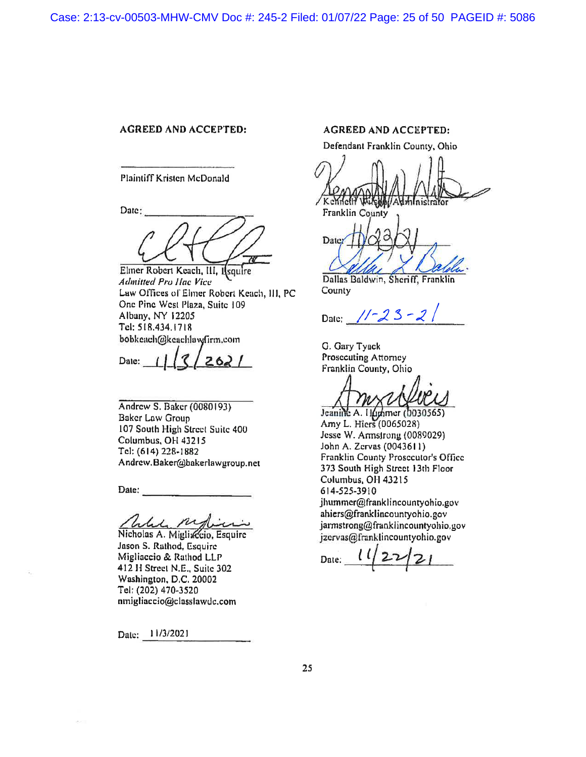**AGREED AND ACCEPTED:**

\_\_\_\_\_\_\_\_\_\_\_\_\_\_\_\_\_\_\_\_\_\_\_\_\_\_

Plaintiff Kristen McDonald

Date: \_\_\_\_\_\_\_\_\_\_\_\_\_\_\_\_\_\_\_\_\_\_\_\_\_\_

Elmer Robert Keach, III, Esquire
*Admitted Pro Hac Vice*
Law Offices of Elmer Robert Keach, III, PC
One Pine West Plaza, Suite 109
Albany, NY 12205
Tel: 518.434.1718
bobkeach@keachlawfirm.com

Date: 11/3/2021

\_\_\_\_\_\_\_\_\_\_\_\_\_\_\_\_\_\_\_\_\_\_\_\_\_\_

Andrew S. Baker (0080193)
Baker Law Group
107 South High Street Suite 400
Columbus, OH 43215
Tel: (614) 228-1882
Andrew.Baker@bakerlawgroup.net

Date: \_\_\_\_\_\_\_\_\_\_\_\_\_\_\_\_\_\_\_\_\_\_\_\_\_\_

Nicholas A. Migliaccio, Esquire
Jason S. Rathod, Esquire
Migliaccio & Rathod LLP
412 H Street N.E., Suite 302
Washington, D.C. 20002
Tel: (202) 470-3520
nmigliaccio@classlawdc.com

Date: 11/3/2021

**AGREED AND ACCEPTED:**

Defendant Franklin County, Ohio

Kenneth Wilson, Administrator
Franklin County

Date: 11/23/21

Dallas Baldwin, Sheriff, Franklin County

Date: 11-23-21

G. Gary Tyack
Prosecuting Attorney
Franklin County, Ohio

Jeanine A. Hummer (0030565)
Amy L. Hiers (0065028)
Jesse W. Armstrong (0089029)
John A. Zervas (0043611)
Franklin County Prosecutor's Office
373 South High Street 13th Floor
Columbus, OH 43215
614-525-3910
jhummer@franklincountyohio.gov
ahiers@franklincountyohio.gov
jarmstrong@franklincountyohio.gov
jzervas@franklincountyohio.gov

Date: 11/22/21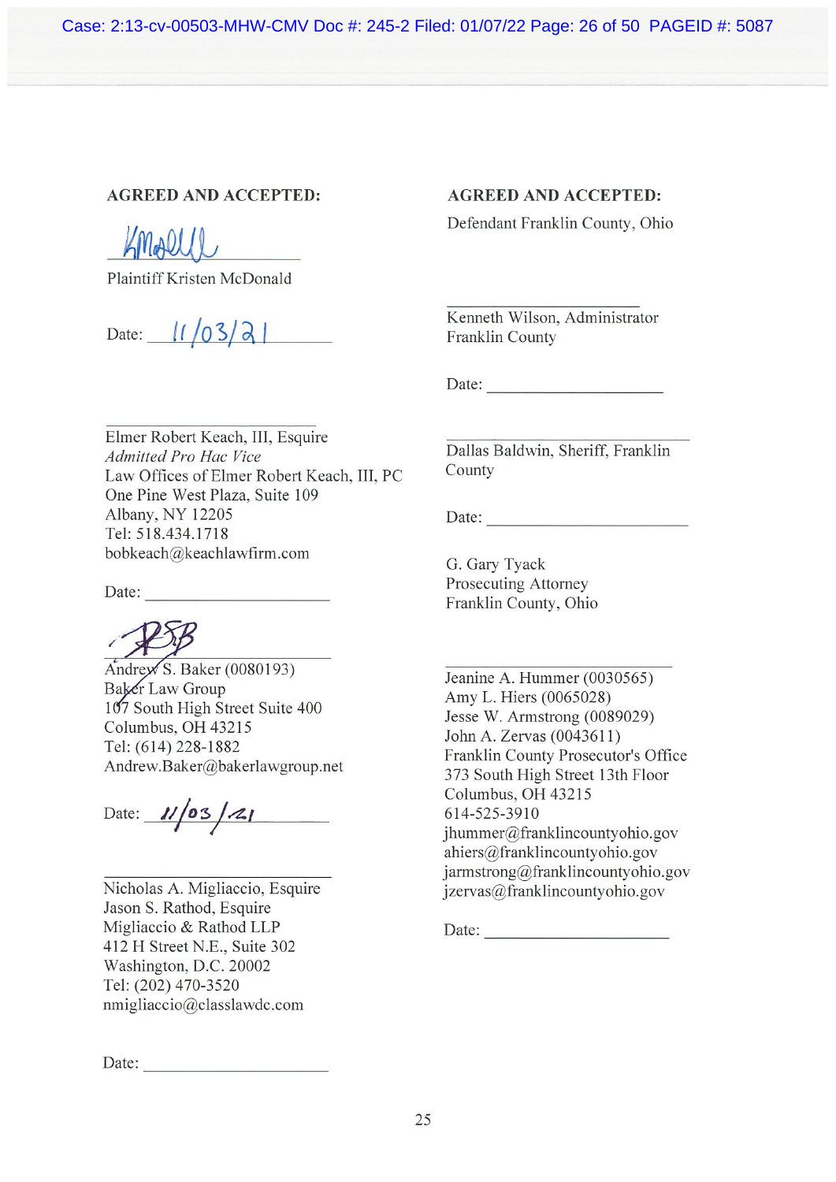**AGREED AND ACCEPTED:**

Plaintiff Kristen McDonald

Date: 11/03/21

Elmer Robert Keach, III, Esquire
*Admitted Pro Hac Vice*
Law Offices of Elmer Robert Keach, III, PC
One Pine West Plaza, Suite 109
Albany, NY 12205
Tel: 518.434.1718
bobkeach@keachlawfirm.com

Date: ____________________

Andrew S. Baker (0080193)
Baker Law Group
107 South High Street Suite 400
Columbus, OH 43215
Tel: (614) 228-1882
Andrew.Baker@bakerlawgroup.net

Date: 11/03/21

Nicholas A. Migliaccio, Esquire
Jason S. Rathod, Esquire
Migliaccio & Rathod LLP
412 H Street N.E., Suite 302
Washington, D.C. 20002
Tel: (202) 470-3520
nmigliaccio@classlawdc.com

Date: ____________________

**AGREED AND ACCEPTED:**

Defendant Franklin County, Ohio

Kenneth Wilson, Administrator
Franklin County

Date: ____________________

Dallas Baldwin, Sheriff, Franklin County

Date: ____________________

G. Gary Tyack
Prosecuting Attorney
Franklin County, Ohio

Jeanine A. Hummer (0030565)
Amy L. Hiers (0065028)
Jesse W. Armstrong (0089029)
John A. Zervas (0043611)
Franklin County Prosecutor's Office
373 South High Street 13th Floor
Columbus, OH 43215
614-525-3910
jhummer@franklincountyohio.gov
ahiers@franklincountyohio.gov
jarmstrong@franklincountyohio.gov
jzervas@franklincountyohio.gov

Date: ____________________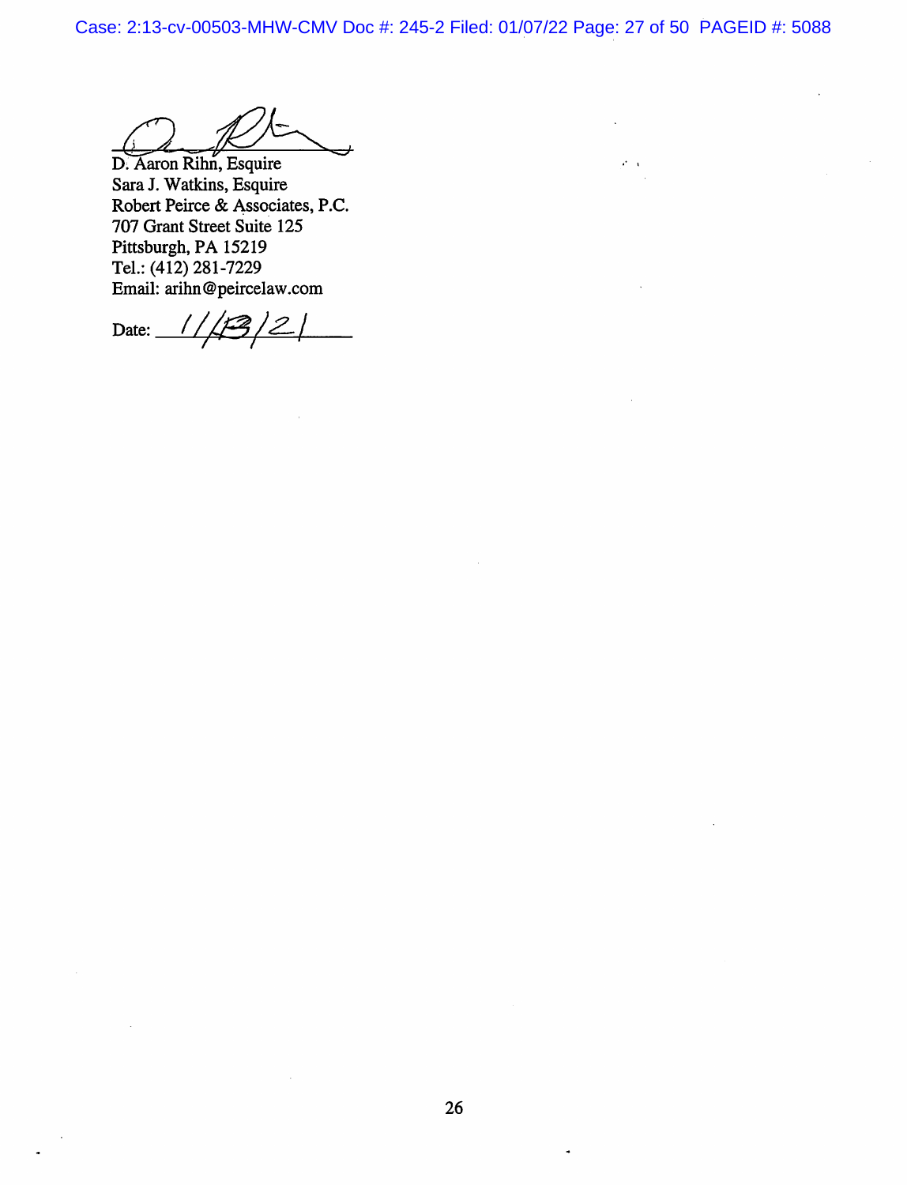D. Aaron Rihn, Esquire
Sara J. Watkins, Esquire
Robert Peirce & Associates, P.C.
707 Grant Street Suite 125
Pittsburgh, PA 15219
Tel.: (412) 281-7229
Email: arihn@peircelaw.com

Date: 11/13/21